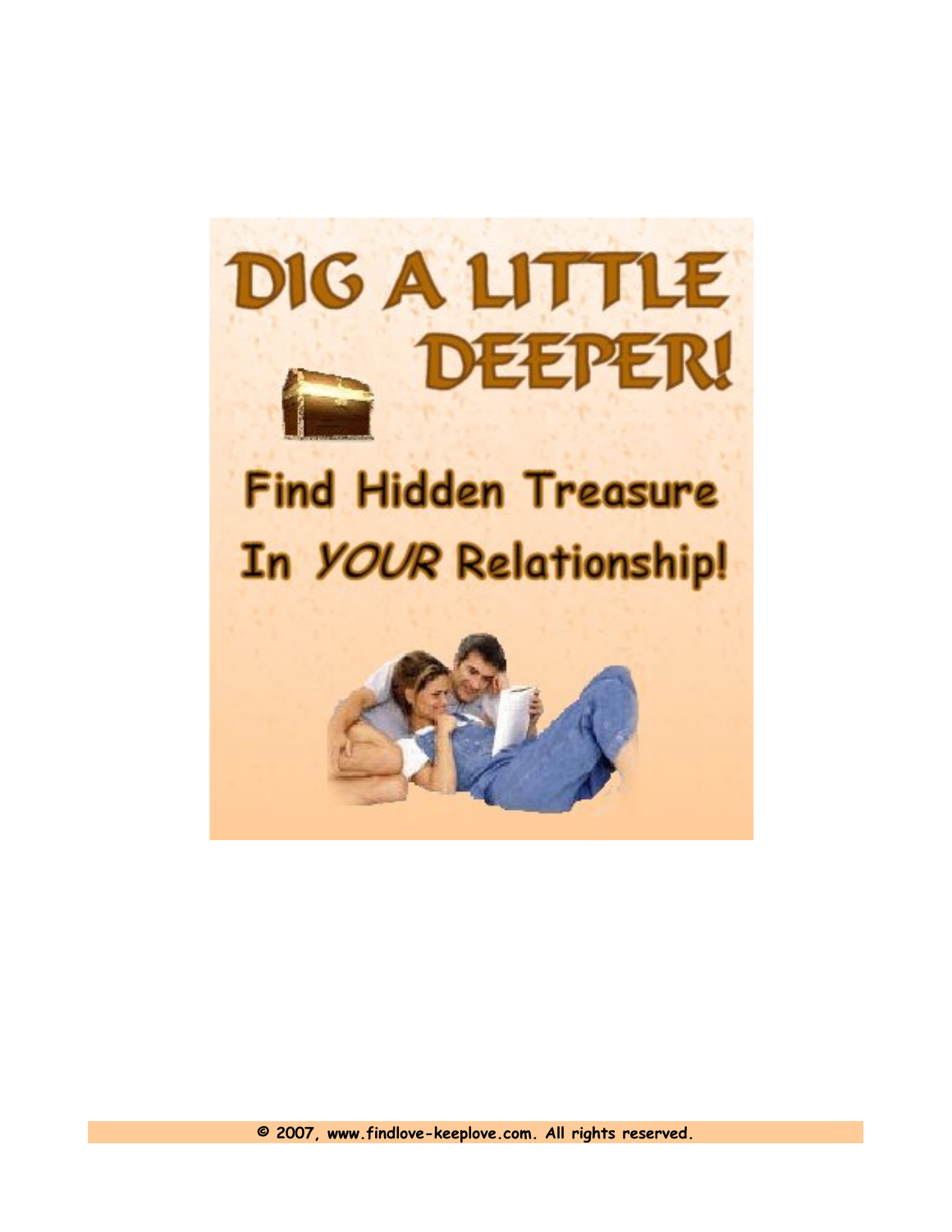# DIG A LITTLE DEEPER!

## Find Hidden Treasure In *YOUR* Relationship!

**© 2007, www.findlove-keeplove.com. All rights reserved.**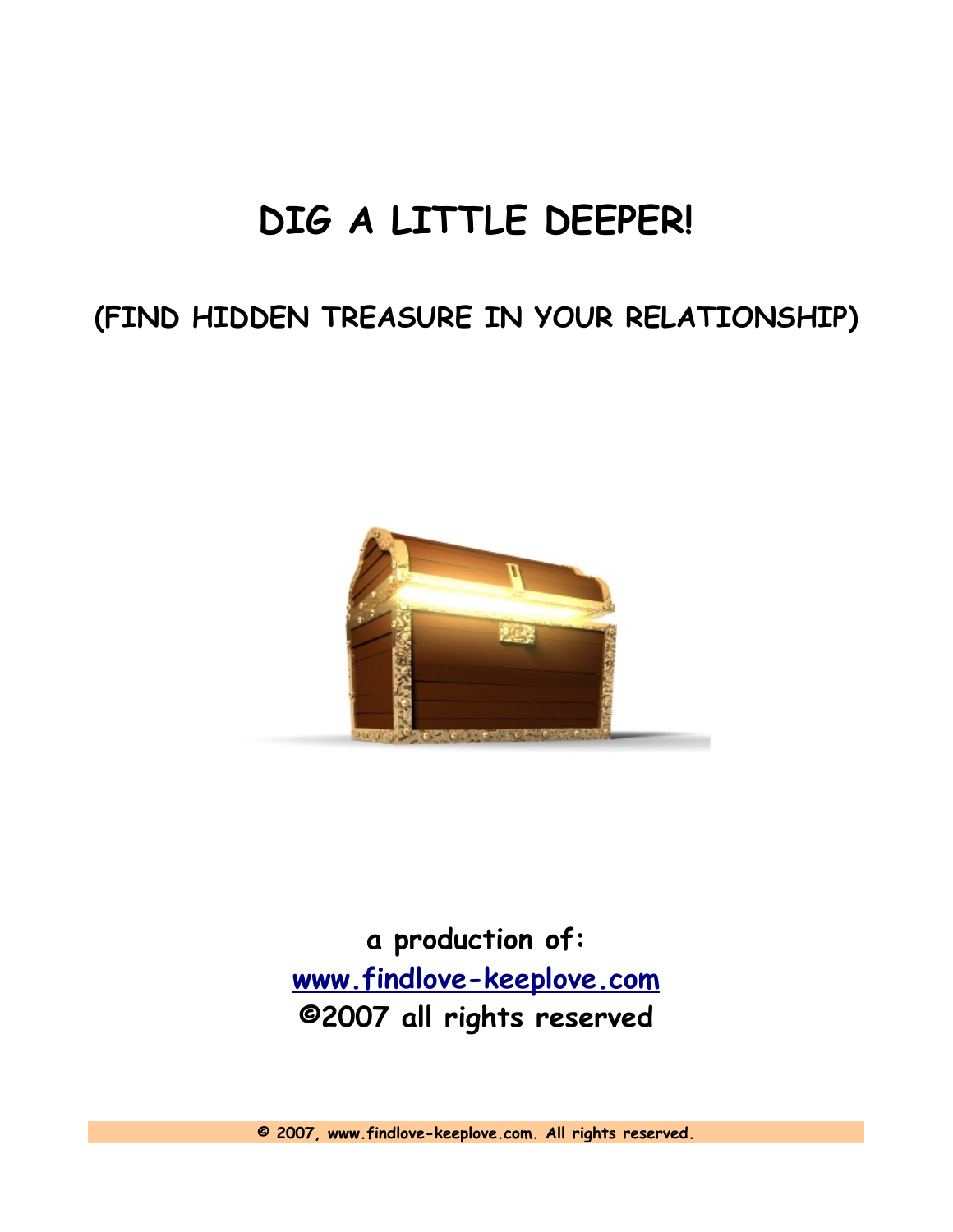# DIG A LITTLE DEEPER!

## (FIND HIDDEN TREASURE IN YOUR RELATIONSHIP)

**a production of:**
**www.findlove-keeplove.com**
**©2007 all rights reserved**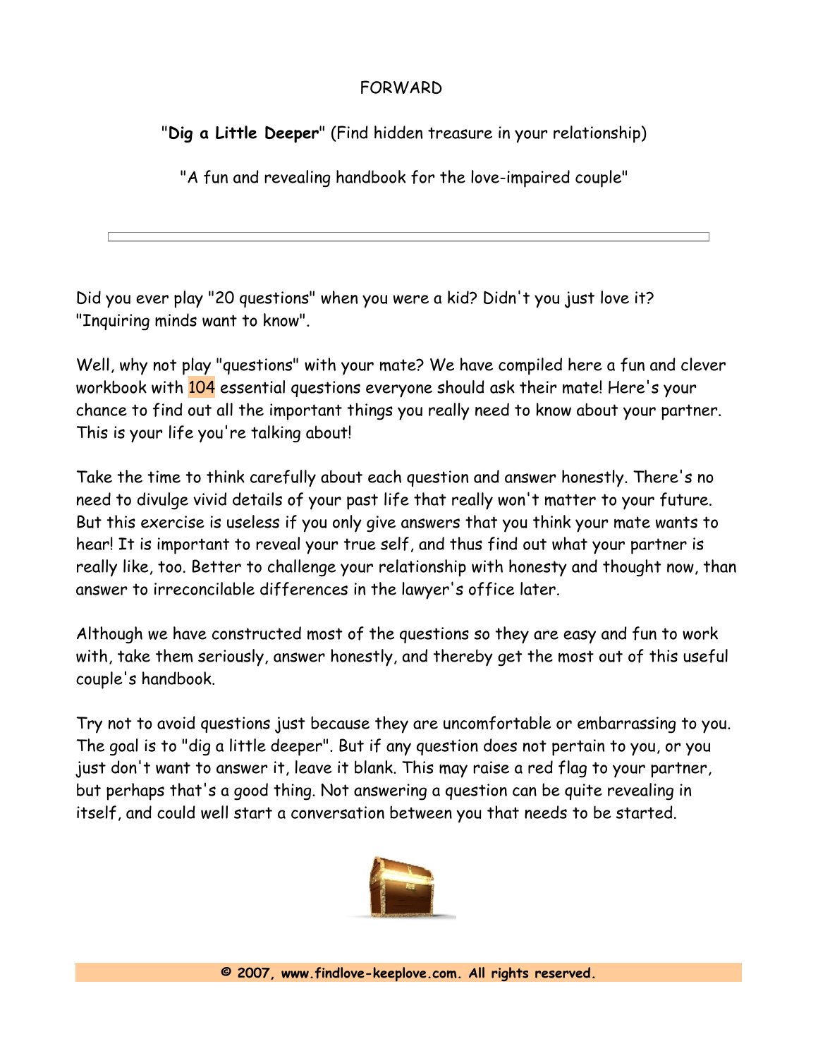# FORWARD

"**Dig a Little Deeper**" (Find hidden treasure in your relationship)

"A fun and revealing handbook for the love-impaired couple"

---

Did you ever play "20 questions" when you were a kid? Didn't you just love it? "Inquiring minds want to know".

Well, why not play "questions" with your mate? We have compiled here a fun and clever workbook with 104 essential questions everyone should ask their mate! Here's your chance to find out all the important things you really need to know about your partner. This is your life you're talking about!

Take the time to think carefully about each question and answer honestly. There's no need to divulge vivid details of your past life that really won't matter to your future. But this exercise is useless if you only give answers that you think your mate wants to hear! It is important to reveal your true self, and thus find out what your partner is really like, too. Better to challenge your relationship with honesty and thought now, than answer to irreconcilable differences in the lawyer's office later.

Although we have constructed most of the questions so they are easy and fun to work with, take them seriously, answer honestly, and thereby get the most out of this useful couple's handbook.

Try not to avoid questions just because they are uncomfortable or embarrassing to you. The goal is to "dig a little deeper". But if any question does not pertain to you, or you just don't want to answer it, leave it blank. This may raise a red flag to your partner, but perhaps that's a good thing. Not answering a question can be quite revealing in itself, and could well start a conversation between you that needs to be started.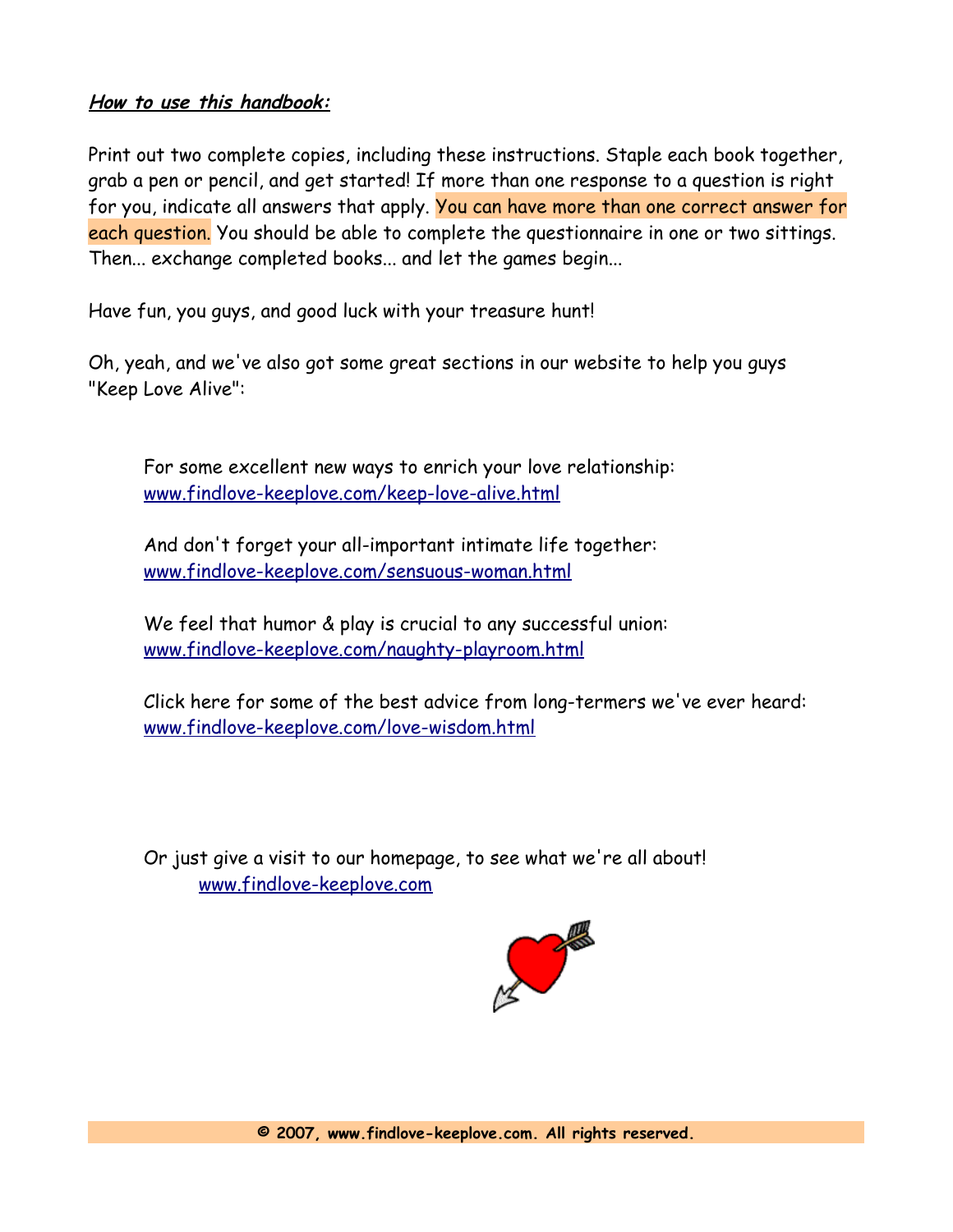***How to use this handbook:***

Print out two complete copies, including these instructions. Staple each book together, grab a pen or pencil, and get started! If more than one response to a question is right for you, indicate all answers that apply. You can have more than one correct answer for each question. You should be able to complete the questionnaire in one or two sittings. Then... exchange completed books... and let the games begin...

Have fun, you guys, and good luck with your treasure hunt!

Oh, yeah, and we've also got some great sections in our website to help you guys "Keep Love Alive":

For some excellent new ways to enrich your love relationship:
www.findlove-keeplove.com/keep-love-alive.html

And don't forget your all-important intimate life together:
www.findlove-keeplove.com/sensuous-woman.html

We feel that humor & play is crucial to any successful union:
www.findlove-keeplove.com/naughty-playroom.html

Click here for some of the best advice from long-termers we've ever heard:
www.findlove-keeplove.com/love-wisdom.html

Or just give a visit to our homepage, to see what we're all about!
www.findlove-keeplove.com

**© 2007, www.findlove-keeplove.com. All rights reserved.**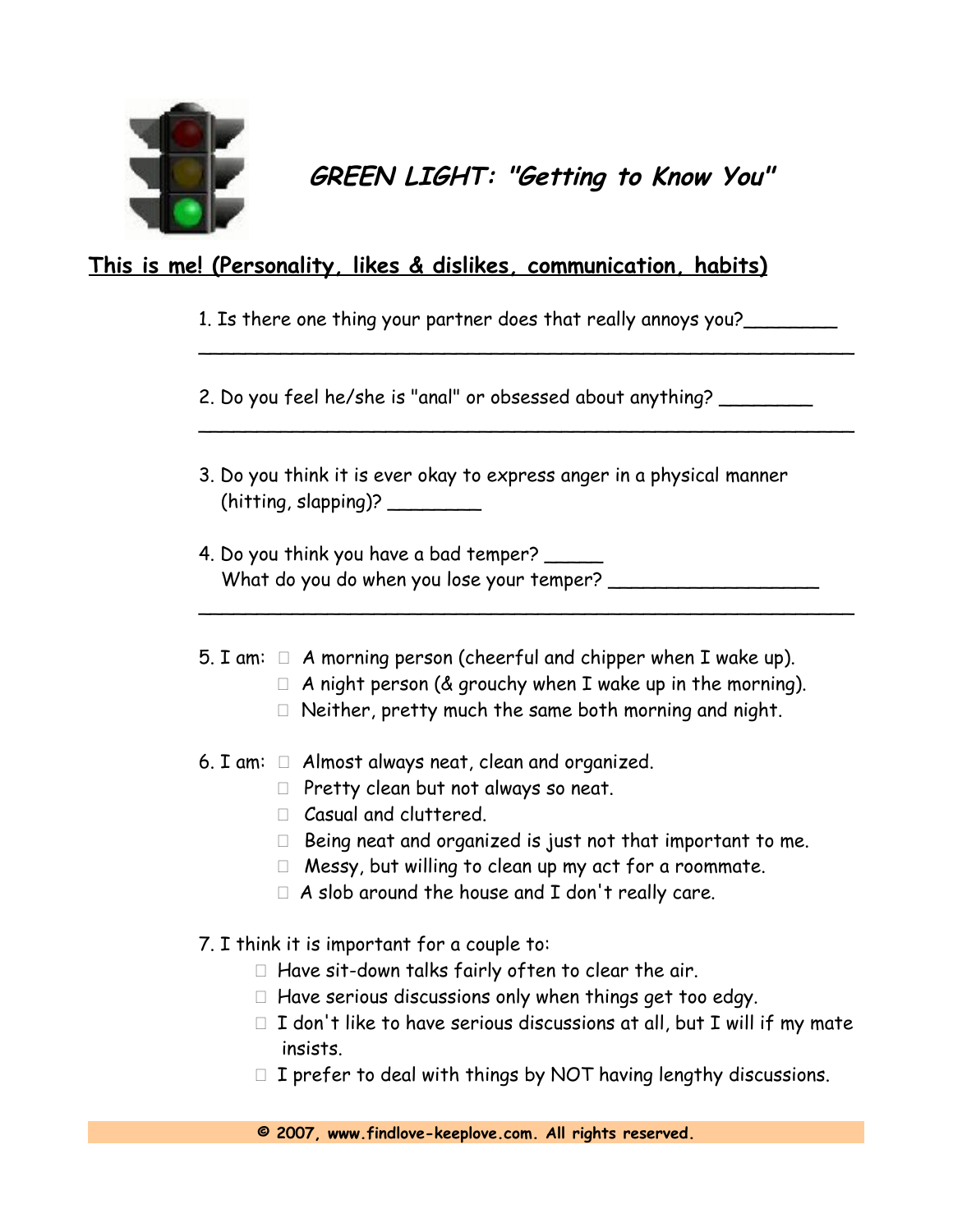## *GREEN LIGHT: "Getting to Know You"*

**This is me! (Personality, likes & dislikes, communication, habits)**

1. Is there one thing your partner does that really annoys you?________
_______________________________________________________

2. Do you feel he/she is "anal" or obsessed about anything? ________
_______________________________________________________

3. Do you think it is ever okay to express anger in a physical manner (hitting, slapping)? ________

4. Do you think you have a bad temper? _____
   What do you do when you lose your temper? __________________
_______________________________________________________

5. I am:
   - ☐ A morning person (cheerful and chipper when I wake up).
   - ☐ A night person (& grouchy when I wake up in the morning).
   - ☐ Neither, pretty much the same both morning and night.

6. I am:
   - ☐ Almost always neat, clean and organized.
   - ☐ Pretty clean but not always so neat.
   - ☐ Casual and cluttered.
   - ☐ Being neat and organized is just not that important to me.
   - ☐ Messy, but willing to clean up my act for a roommate.
   - ☐ A slob around the house and I don't really care.

7. I think it is important for a couple to:
   - ☐ Have sit-down talks fairly often to clear the air.
   - ☐ Have serious discussions only when things get too edgy.
   - ☐ I don't like to have serious discussions at all, but I will if my mate insists.
   - ☐ I prefer to deal with things by NOT having lengthy discussions.

**© 2007, www.findlove-keeplove.com. All rights reserved.**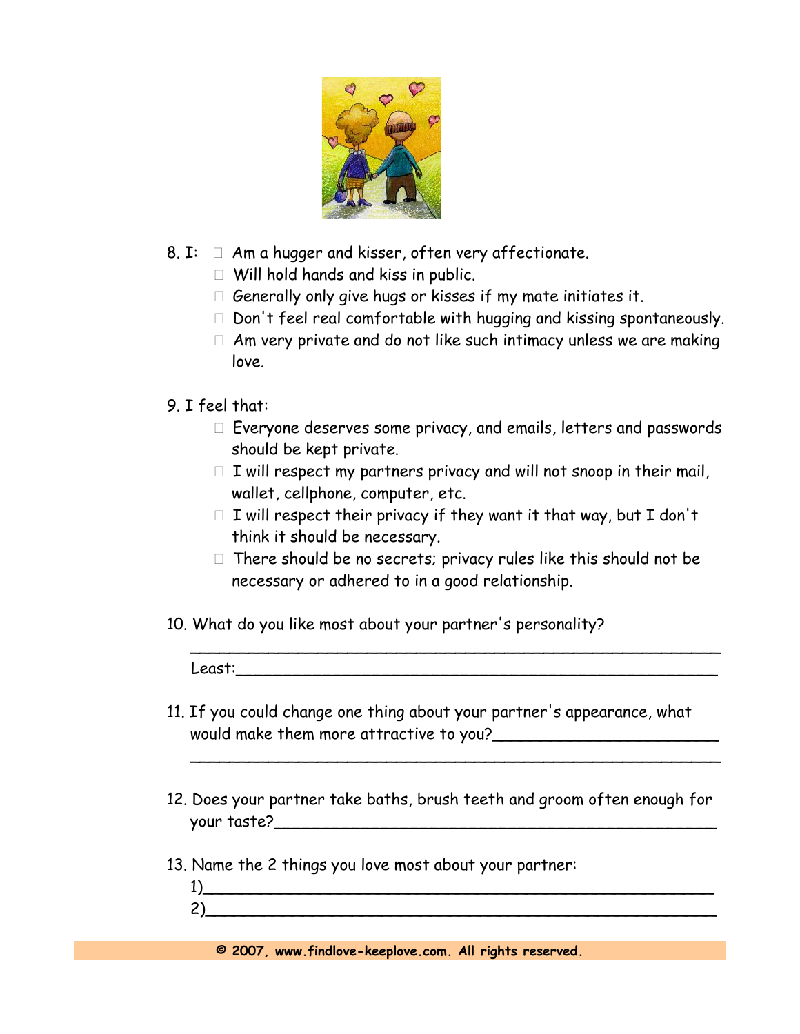8. I: 
- ☐ Am a hugger and kisser, often very affectionate.
- ☐ Will hold hands and kiss in public.
- ☐ Generally only give hugs or kisses if my mate initiates it.
- ☐ Don't feel real comfortable with hugging and kissing spontaneously.
- ☐ Am very private and do not like such intimacy unless we are making love.

9. I feel that:
- ☐ Everyone deserves some privacy, and emails, letters and passwords should be kept private.
- ☐ I will respect my partners privacy and will not snoop in their mail, wallet, cellphone, computer, etc.
- ☐ I will respect their privacy if they want it that way, but I don't think it should be necessary.
- ☐ There should be no secrets; privacy rules like this should not be necessary or adhered to in a good relationship.

10. What do you like most about your partner's personality?

_______________________________________________________

Least:__________________________________________________

11. If you could change one thing about your partner's appearance, what would make them more attractive to you?________________________

_______________________________________________________

12. Does your partner take baths, brush teeth and groom often enough for your taste?_______________________________________________

13. Name the 2 things you love most about your partner:

1)______________________________________________________

2)______________________________________________________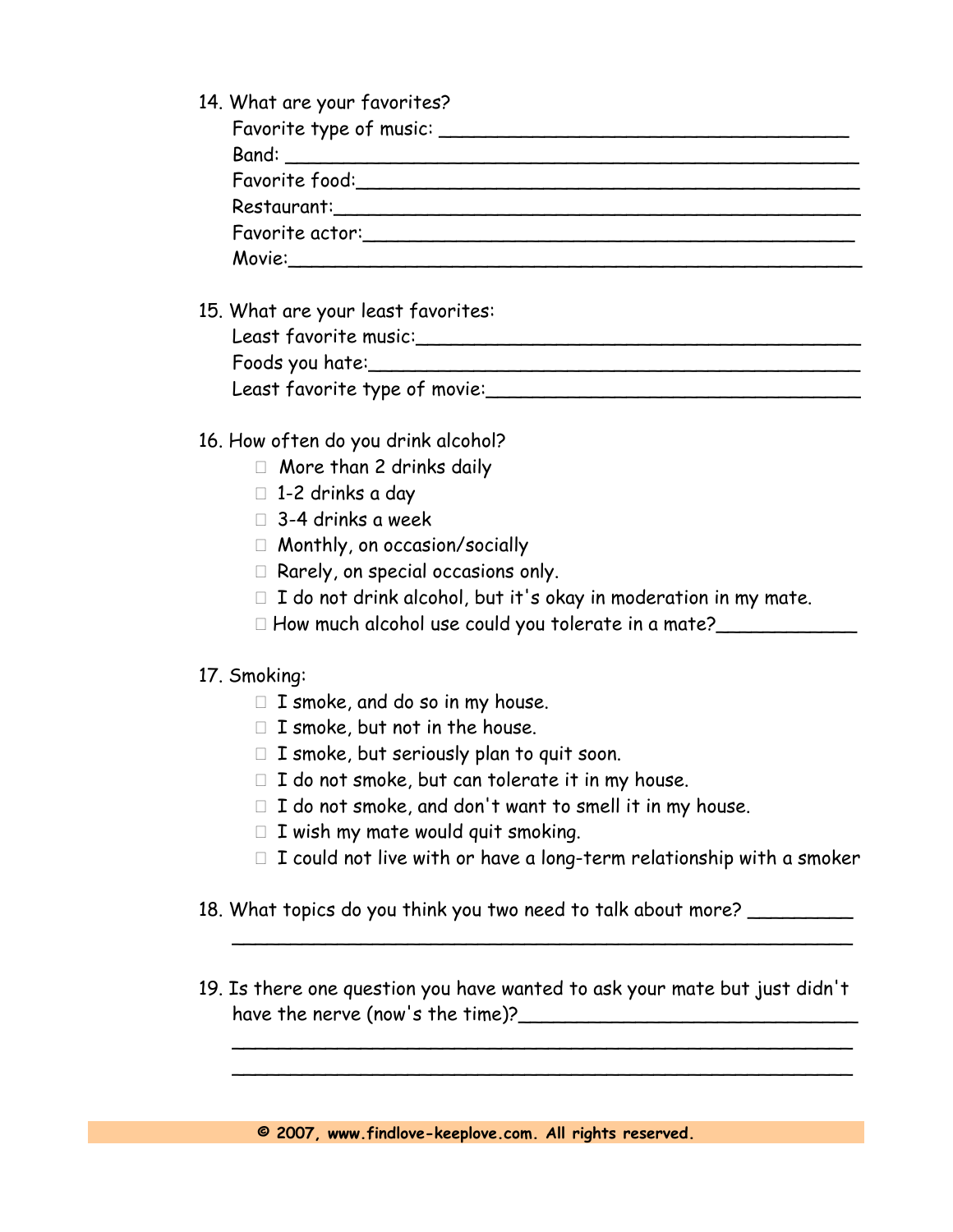14. What are your favorites?
    Favorite type of music: ___________________________________
    Band: ___________________________________________
    Favorite food:___________________________________________
    Restaurant:___________________________________________
    Favorite actor:_________________________________________
    Movie:_______________________________________________

15. What are your least favorites:
    Least favorite music:_____________________________________
    Foods you hate:__________________________________________
    Least favorite type of movie:_________________________________

16. How often do you drink alcohol?
    - ☐ More than 2 drinks daily
    - ☐ 1-2 drinks a day
    - ☐ 3-4 drinks a week
    - ☐ Monthly, on occasion/socially
    - ☐ Rarely, on special occasions only.
    - ☐ I do not drink alcohol, but it's okay in moderation in my mate.
    - ☐ How much alcohol use could you tolerate in a mate?____________

17. Smoking:
    - ☐ I smoke, and do so in my house.
    - ☐ I smoke, but not in the house.
    - ☐ I smoke, but seriously plan to quit soon.
    - ☐ I do not smoke, but can tolerate it in my house.
    - ☐ I do not smoke, and don't want to smell it in my house.
    - ☐ I wish my mate would quit smoking.
    - ☐ I could not live with or have a long-term relationship with a smoker

18. What topics do you think you two need to talk about more? _________
    _______________________________________________________

19. Is there one question you have wanted to ask your mate but just didn't have the nerve (now's the time)?______________________________
    _______________________________________________________
    _______________________________________________________

**© 2007, www.findlove-keeplove.com. All rights reserved.**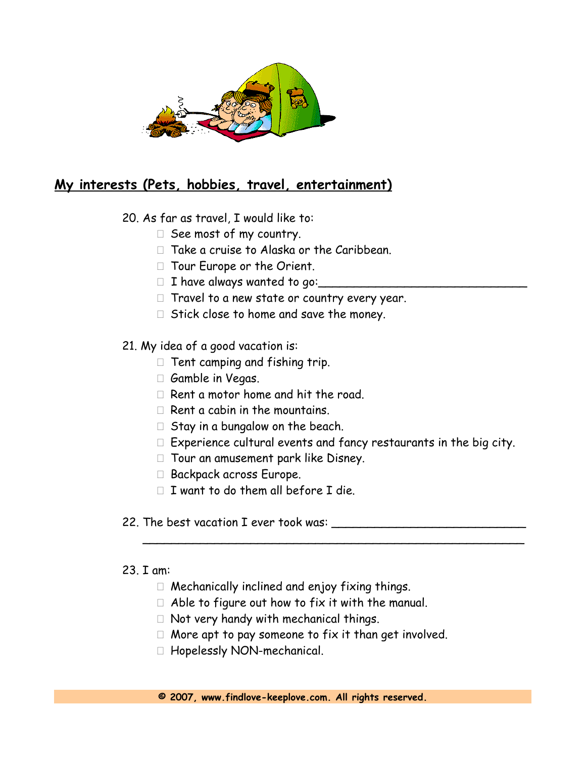## My interests (Pets, hobbies, travel, entertainment)

20. As far as travel, I would like to:
    - ☐ See most of my country.
    - ☐ Take a cruise to Alaska or the Caribbean.
    - ☐ Tour Europe or the Orient.
    - ☐ I have always wanted to go:_____________________________
    - ☐ Travel to a new state or country every year.
    - ☐ Stick close to home and save the money.

21. My idea of a good vacation is:
    - ☐ Tent camping and fishing trip.
    - ☐ Gamble in Vegas.
    - ☐ Rent a motor home and hit the road.
    - ☐ Rent a cabin in the mountains.
    - ☐ Stay in a bungalow on the beach.
    - ☐ Experience cultural events and fancy restaurants in the big city.
    - ☐ Tour an amusement park like Disney.
    - ☐ Backpack across Europe.
    - ☐ I want to do them all before I die.

22. The best vacation I ever took was: ___________________________
    _______________________________________________________

23. I am:
    - ☐ Mechanically inclined and enjoy fixing things.
    - ☐ Able to figure out how to fix it with the manual.
    - ☐ Not very handy with mechanical things.
    - ☐ More apt to pay someone to fix it than get involved.
    - ☐ Hopelessly NON-mechanical.

**© 2007, www.findlove-keeplove.com. All rights reserved.**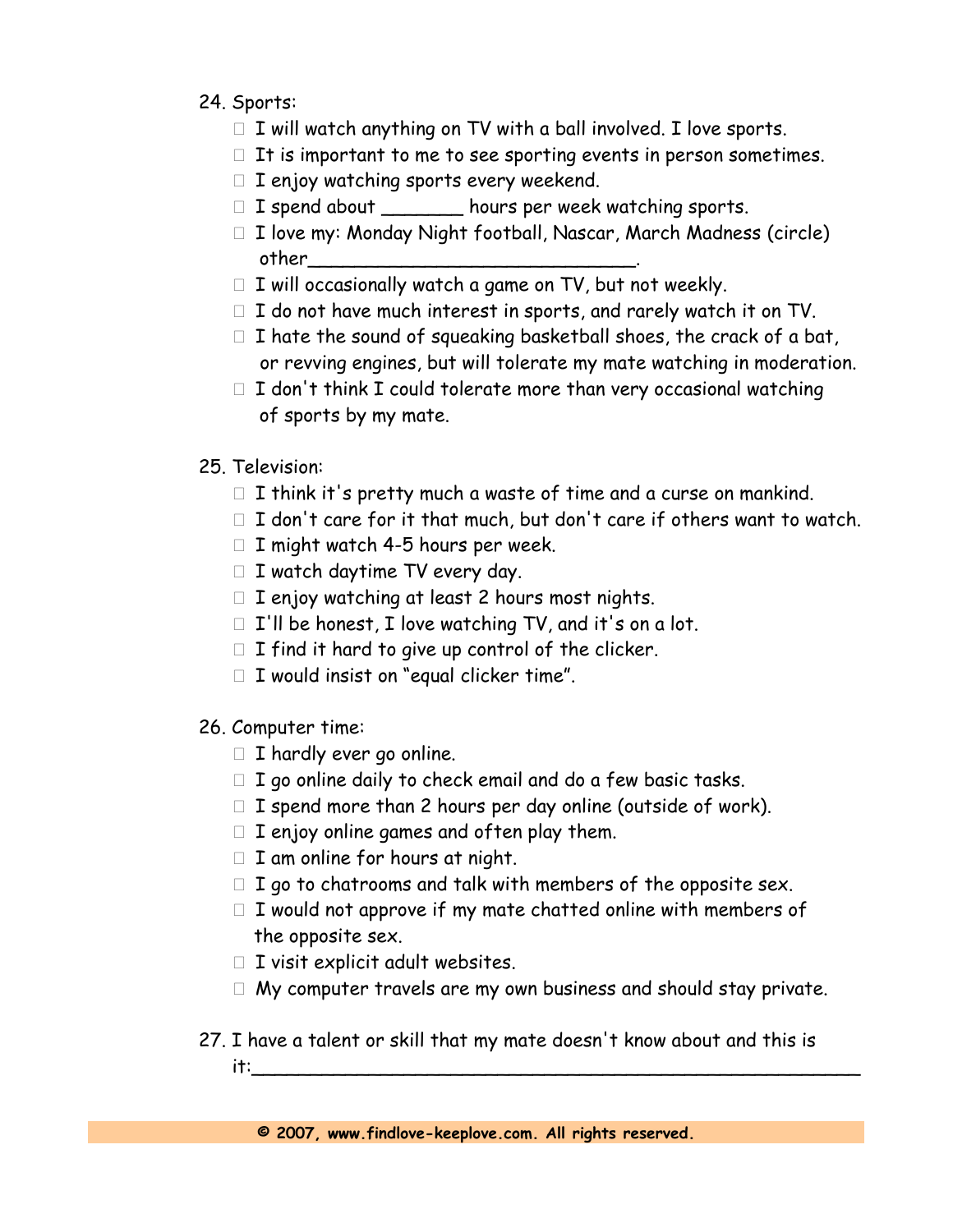24. Sports:
    - ☐ I will watch anything on TV with a ball involved. I love sports.
    - ☐ It is important to me to see sporting events in person sometimes.
    - ☐ I enjoy watching sports every weekend.
    - ☐ I spend about _______ hours per week watching sports.
    - ☐ I love my: Monday Night football, Nascar, March Madness (circle) other_____________________________.
    - ☐ I will occasionally watch a game on TV, but not weekly.
    - ☐ I do not have much interest in sports, and rarely watch it on TV.
    - ☐ I hate the sound of squeaking basketball shoes, the crack of a bat, or revving engines, but will tolerate my mate watching in moderation.
    - ☐ I don't think I could tolerate more than very occasional watching of sports by my mate.

25. Television:
    - ☐ I think it's pretty much a waste of time and a curse on mankind.
    - ☐ I don't care for it that much, but don't care if others want to watch.
    - ☐ I might watch 4-5 hours per week.
    - ☐ I watch daytime TV every day.
    - ☐ I enjoy watching at least 2 hours most nights.
    - ☐ I'll be honest, I love watching TV, and it's on a lot.
    - ☐ I find it hard to give up control of the clicker.
    - ☐ I would insist on "equal clicker time".

26. Computer time:
    - ☐ I hardly ever go online.
    - ☐ I go online daily to check email and do a few basic tasks.
    - ☐ I spend more than 2 hours per day online (outside of work).
    - ☐ I enjoy online games and often play them.
    - ☐ I am online for hours at night.
    - ☐ I go to chatrooms and talk with members of the opposite sex.
    - ☐ I would not approve if my mate chatted online with members of the opposite sex.
    - ☐ I visit explicit adult websites.
    - ☐ My computer travels are my own business and should stay private.

27. I have a talent or skill that my mate doesn't know about and this is it:_____________________________________________________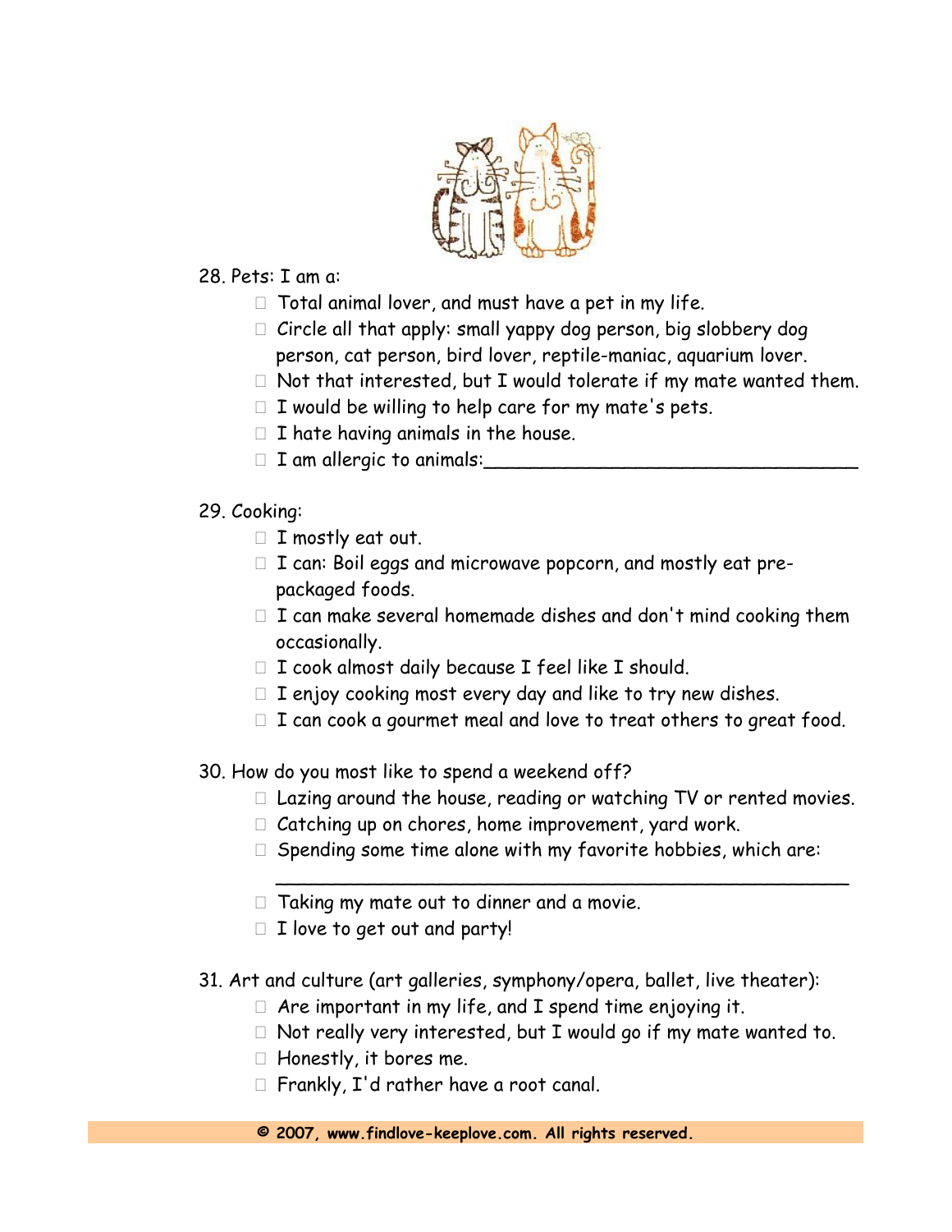28. Pets: I am a:

- ☐ Total animal lover, and must have a pet in my life.
- ☐ Circle all that apply: small yappy dog person, big slobbery dog person, cat person, bird lover, reptile-maniac, aquarium lover.
- ☐ Not that interested, but I would tolerate if my mate wanted them.
- ☐ I would be willing to help care for my mate's pets.
- ☐ I hate having animals in the house.
- ☐ I am allergic to animals:________________________________

29. Cooking:

- ☐ I mostly eat out.
- ☐ I can: Boil eggs and microwave popcorn, and mostly eat pre-packaged foods.
- ☐ I can make several homemade dishes and don't mind cooking them occasionally.
- ☐ I cook almost daily because I feel like I should.
- ☐ I enjoy cooking most every day and like to try new dishes.
- ☐ I can cook a gourmet meal and love to treat others to great food.

30. How do you most like to spend a weekend off?

- ☐ Lazing around the house, reading or watching TV or rented movies.
- ☐ Catching up on chores, home improvement, yard work.
- ☐ Spending some time alone with my favorite hobbies, which are: ________________________________________________
- ☐ Taking my mate out to dinner and a movie.
- ☐ I love to get out and party!

31. Art and culture (art galleries, symphony/opera, ballet, live theater):

- ☐ Are important in my life, and I spend time enjoying it.
- ☐ Not really very interested, but I would go if my mate wanted to.
- ☐ Honestly, it bores me.
- ☐ Frankly, I'd rather have a root canal.

**© 2007, www.findlove-keeplove.com. All rights reserved.**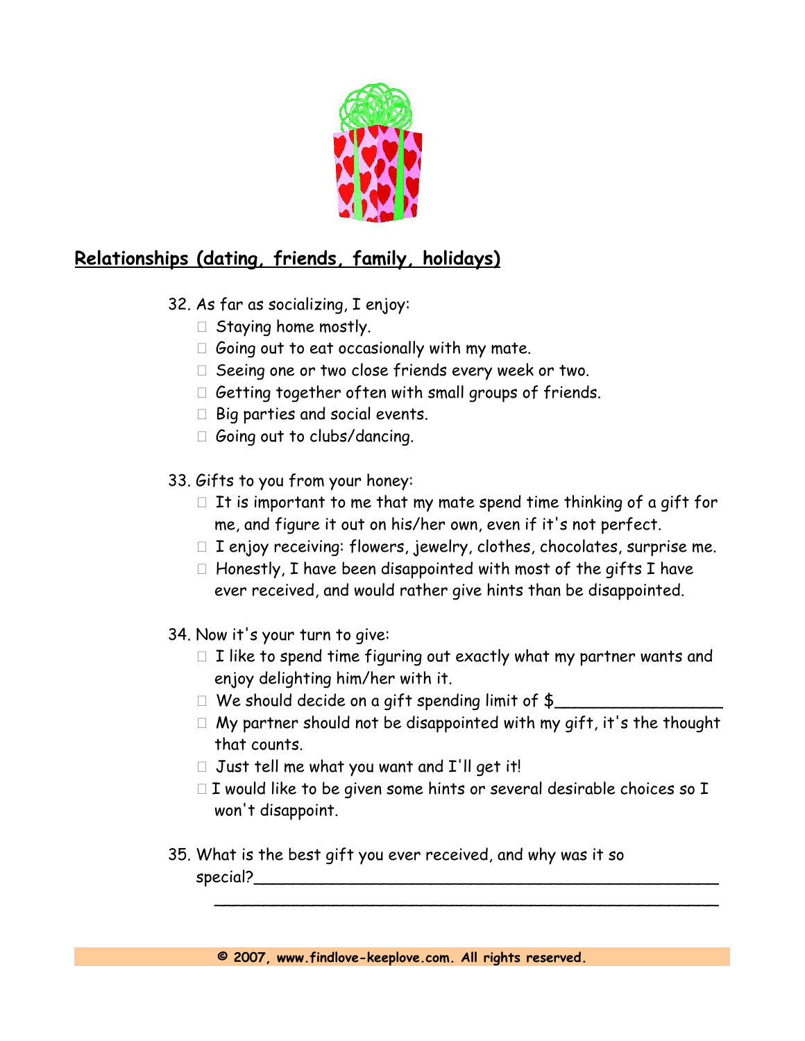## Relationships (dating, friends, family, holidays)

32. As far as socializing, I enjoy:
    - ☐ Staying home mostly.
    - ☐ Going out to eat occasionally with my mate.
    - ☐ Seeing one or two close friends every week or two.
    - ☐ Getting together often with small groups of friends.
    - ☐ Big parties and social events.
    - ☐ Going out to clubs/dancing.

33. Gifts to you from your honey:
    - ☐ It is important to me that my mate spend time thinking of a gift for me, and figure it out on his/her own, even if it's not perfect.
    - ☐ I enjoy receiving: flowers, jewelry, clothes, chocolates, surprise me.
    - ☐ Honestly, I have been disappointed with most of the gifts I have ever received, and would rather give hints than be disappointed.

34. Now it's your turn to give:
    - ☐ I like to spend time figuring out exactly what my partner wants and enjoy delighting him/her with it.
    - ☐ We should decide on a gift spending limit of $_________________
    - ☐ My partner should not be disappointed with my gift, it's the thought that counts.
    - ☐ Just tell me what you want and I'll get it!
    - ☐ I would like to be given some hints or several desirable choices so I won't disappoint.

35. What is the best gift you ever received, and why was it so special?____________________________________________________
    ____________________________________________________

**© 2007, www.findlove-keeplove.com. All rights reserved.**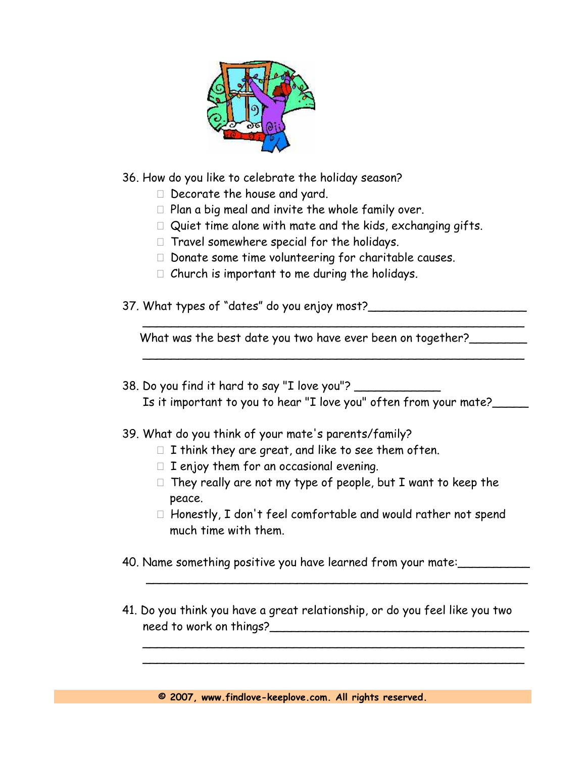36. How do you like to celebrate the holiday season?
    - ☐ Decorate the house and yard.
    - ☐ Plan a big meal and invite the whole family over.
    - ☐ Quiet time alone with mate and the kids, exchanging gifts.
    - ☐ Travel somewhere special for the holidays.
    - ☐ Donate some time volunteering for charitable causes.
    - ☐ Church is important to me during the holidays.

37. What types of "dates" do you enjoy most?_______________________
    ________________________________________________________

    What was the best date you two have ever been on together?________
    ________________________________________________________

38. Do you find it hard to say "I love you"? ____________
    Is it important to you to hear "I love you" often from your mate?_____

39. What do you think of your mate's parents/family?
    - ☐ I think they are great, and like to see them often.
    - ☐ I enjoy them for an occasional evening.
    - ☐ They really are not my type of people, but I want to keep the peace.
    - ☐ Honestly, I don't feel comfortable and would rather not spend much time with them.

40. Name something positive you have learned from your mate:__________
    ________________________________________________________

41. Do you think you have a great relationship, or do you feel like you two need to work on things?______________________________________
    ________________________________________________________
    ________________________________________________________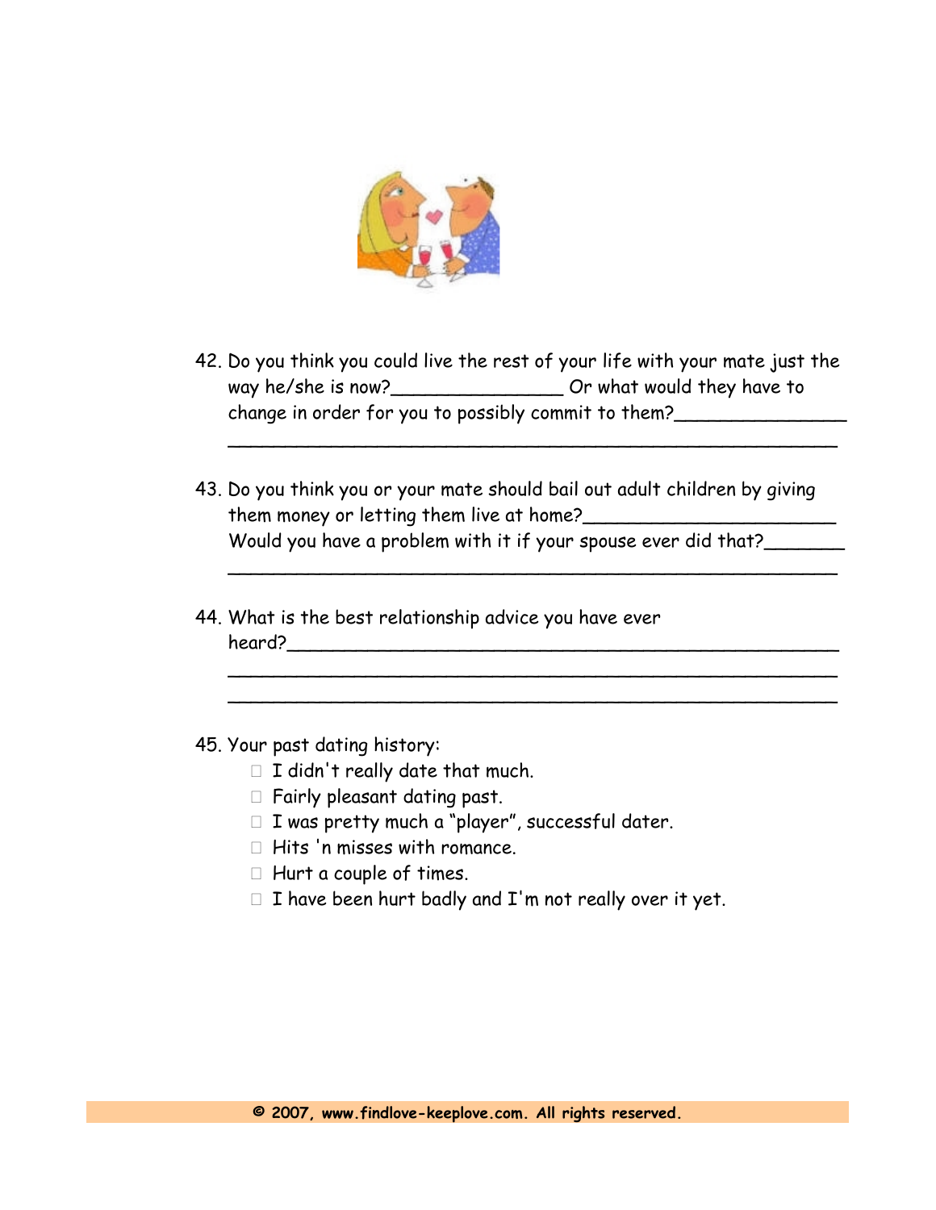42. Do you think you could live the rest of your life with your mate just the way he/she is now?_______________ Or what would they have to change in order for you to possibly commit to them?_______________
_______________________________________________________

43. Do you think you or your mate should bail out adult children by giving them money or letting them live at home?______________________
Would you have a problem with it if your spouse ever did that?_______
_______________________________________________________

44. What is the best relationship advice you have ever heard?_______________________________________________
_______________________________________________________
_______________________________________________________

45. Your past dating history:
    - ☐ I didn't really date that much.
    - ☐ Fairly pleasant dating past.
    - ☐ I was pretty much a "player", successful dater.
    - ☐ Hits 'n misses with romance.
    - ☐ Hurt a couple of times.
    - ☐ I have been hurt badly and I'm not really over it yet.

**© 2007, www.findlove-keeplove.com. All rights reserved.**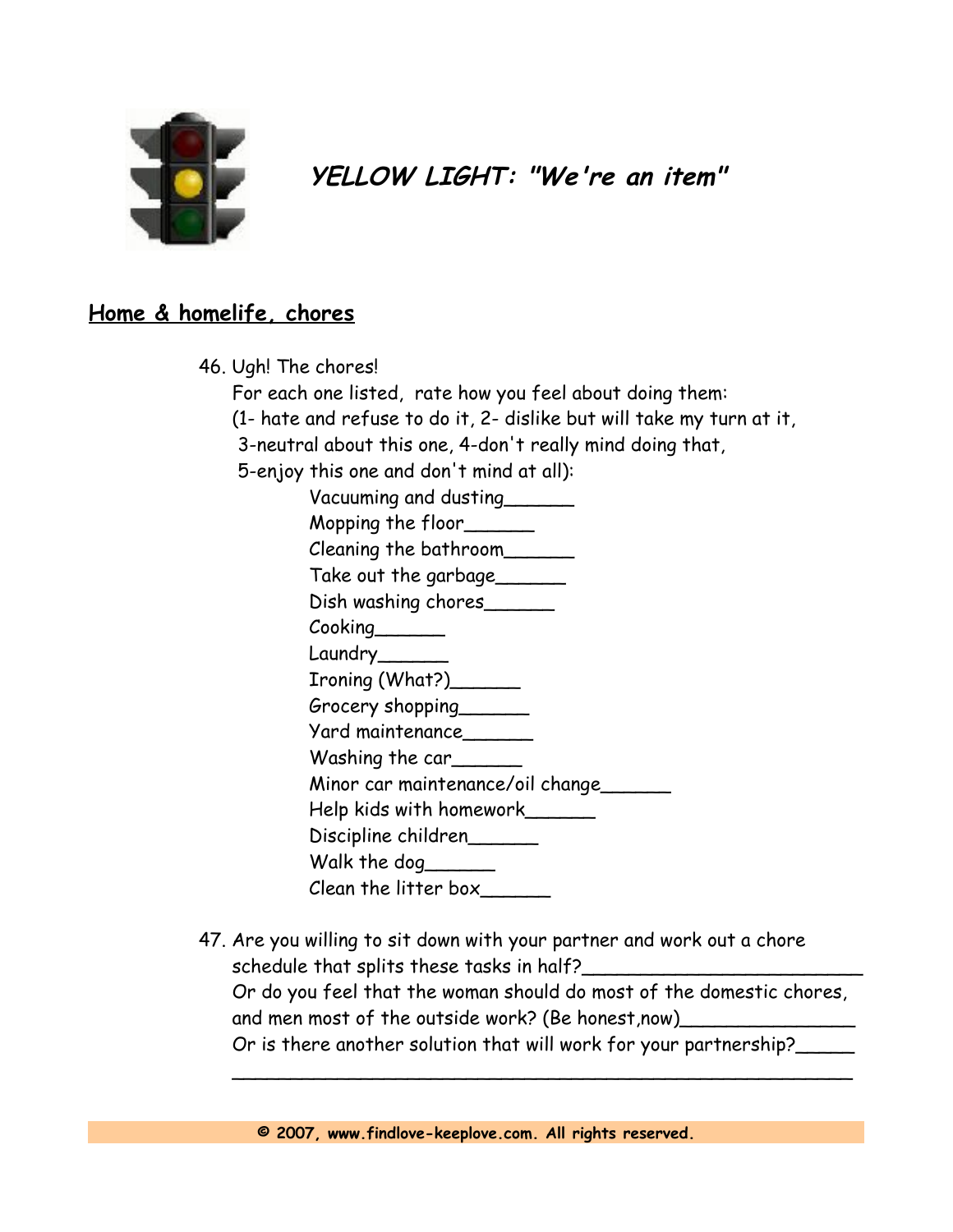# *YELLOW LIGHT: "We're an item"*

## Home & homelife, chores

46. Ugh! The chores!
    For each one listed, rate how you feel about doing them:
    (1- hate and refuse to do it, 2- dislike but will take my turn at it,
    3-neutral about this one, 4-don't really mind doing that,
    5-enjoy this one and don't mind at all):
    - Vacuuming and dusting______
    - Mopping the floor______
    - Cleaning the bathroom______
    - Take out the garbage______
    - Dish washing chores______
    - Cooking______
    - Laundry______
    - Ironing (What?)______
    - Grocery shopping______
    - Yard maintenance______
    - Washing the car______
    - Minor car maintenance/oil change______
    - Help kids with homework______
    - Discipline children______
    - Walk the dog______
    - Clean the litter box______

47. Are you willing to sit down with your partner and work out a chore schedule that splits these tasks in half?_________________________
    Or do you feel that the woman should do most of the domestic chores, and men most of the outside work? (Be honest,now)________________
    Or is there another solution that will work for your partnership?_____
    ________________________________________________________

© 2007, www.findlove-keeplove.com. All rights reserved.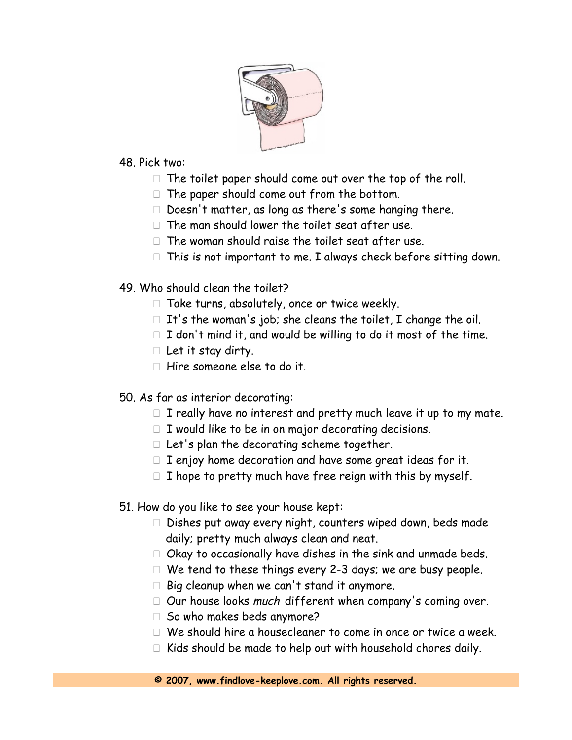48. Pick two:

- ☐ The toilet paper should come out over the top of the roll.
- ☐ The paper should come out from the bottom.
- ☐ Doesn't matter, as long as there's some hanging there.
- ☐ The man should lower the toilet seat after use.
- ☐ The woman should raise the toilet seat after use.
- ☐ This is not important to me. I always check before sitting down.

49. Who should clean the toilet?

- ☐ Take turns, absolutely, once or twice weekly.
- ☐ It's the woman's job; she cleans the toilet, I change the oil.
- ☐ I don't mind it, and would be willing to do it most of the time.
- ☐ Let it stay dirty.
- ☐ Hire someone else to do it.

50. As far as interior decorating:

- ☐ I really have no interest and pretty much leave it up to my mate.
- ☐ I would like to be in on major decorating decisions.
- ☐ Let's plan the decorating scheme together.
- ☐ I enjoy home decoration and have some great ideas for it.
- ☐ I hope to pretty much have free reign with this by myself.

51. How do you like to see your house kept:

- ☐ Dishes put away every night, counters wiped down, beds made daily; pretty much always clean and neat.
- ☐ Okay to occasionally have dishes in the sink and unmade beds.
- ☐ We tend to these things every 2-3 days; we are busy people.
- ☐ Big cleanup when we can't stand it anymore.
- ☐ Our house looks *much* different when company's coming over.
- ☐ So who makes beds anymore?
- ☐ We should hire a housecleaner to come in once or twice a week.
- ☐ Kids should be made to help out with household chores daily.

**© 2007, www.findlove-keeplove.com. All rights reserved.**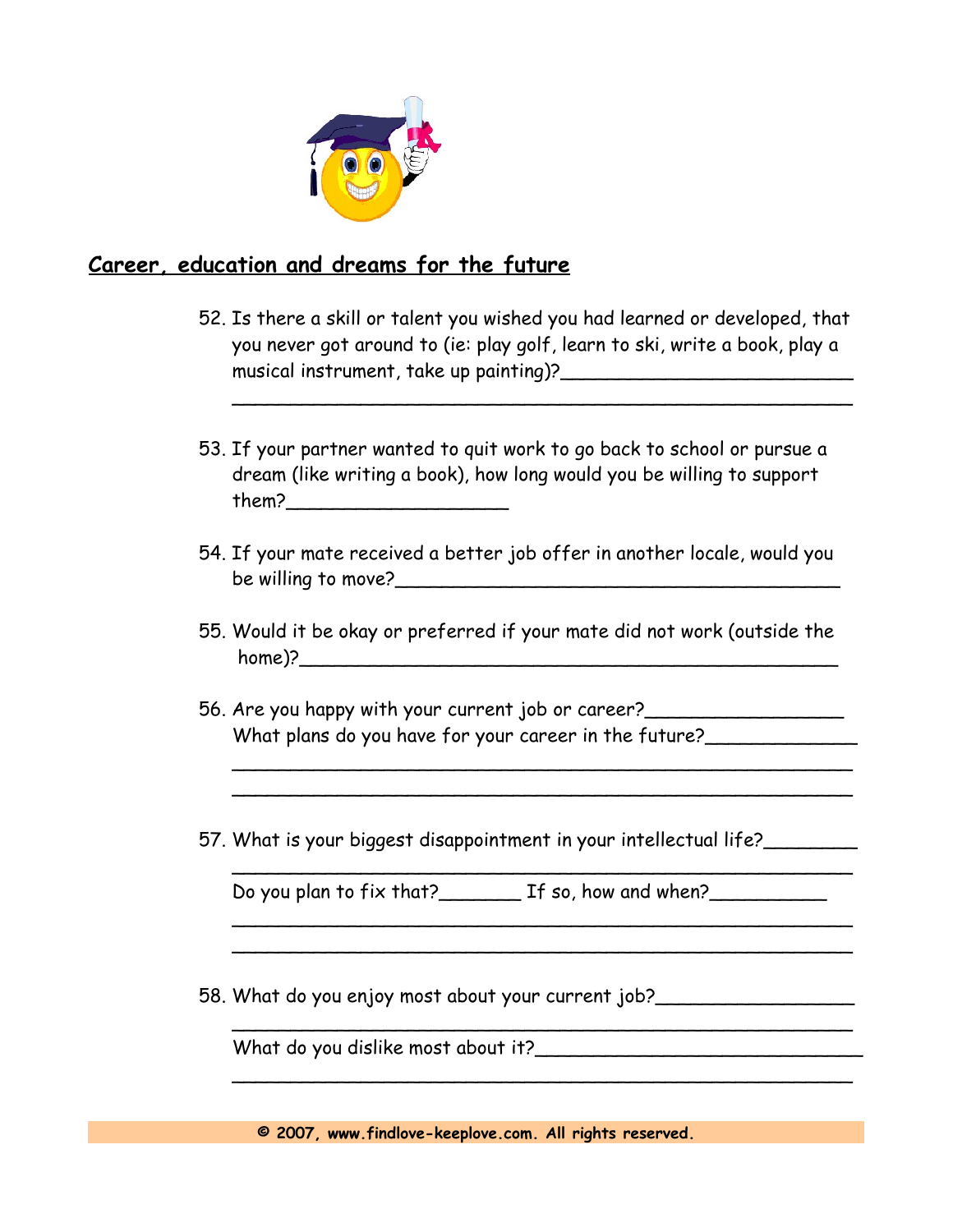## Career, education and dreams for the future

52. Is there a skill or talent you wished you had learned or developed, that you never got around to (ie: play golf, learn to ski, write a book, play a musical instrument, take up painting)?__________________________
______________________________________________________

53. If your partner wanted to quit work to go back to school or pursue a dream (like writing a book), how long would you be willing to support them?____________________

54. If your mate received a better job offer in another locale, would you be willing to move?_________________________________________

55. Would it be okay or preferred if your mate did not work (outside the home)?_______________________________________________

56. Are you happy with your current job or career?__________________
What plans do you have for your career in the future?______________
______________________________________________________
______________________________________________________

57. What is your biggest disappointment in your intellectual life?_________
______________________________________________________
Do you plan to fix that?_______ If so, how and when?___________
______________________________________________________
______________________________________________________

58. What do you enjoy most about your current job?__________________
______________________________________________________
What do you dislike most about it?______________________________
______________________________________________________

© 2007, www.findlove-keeplove.com. All rights reserved.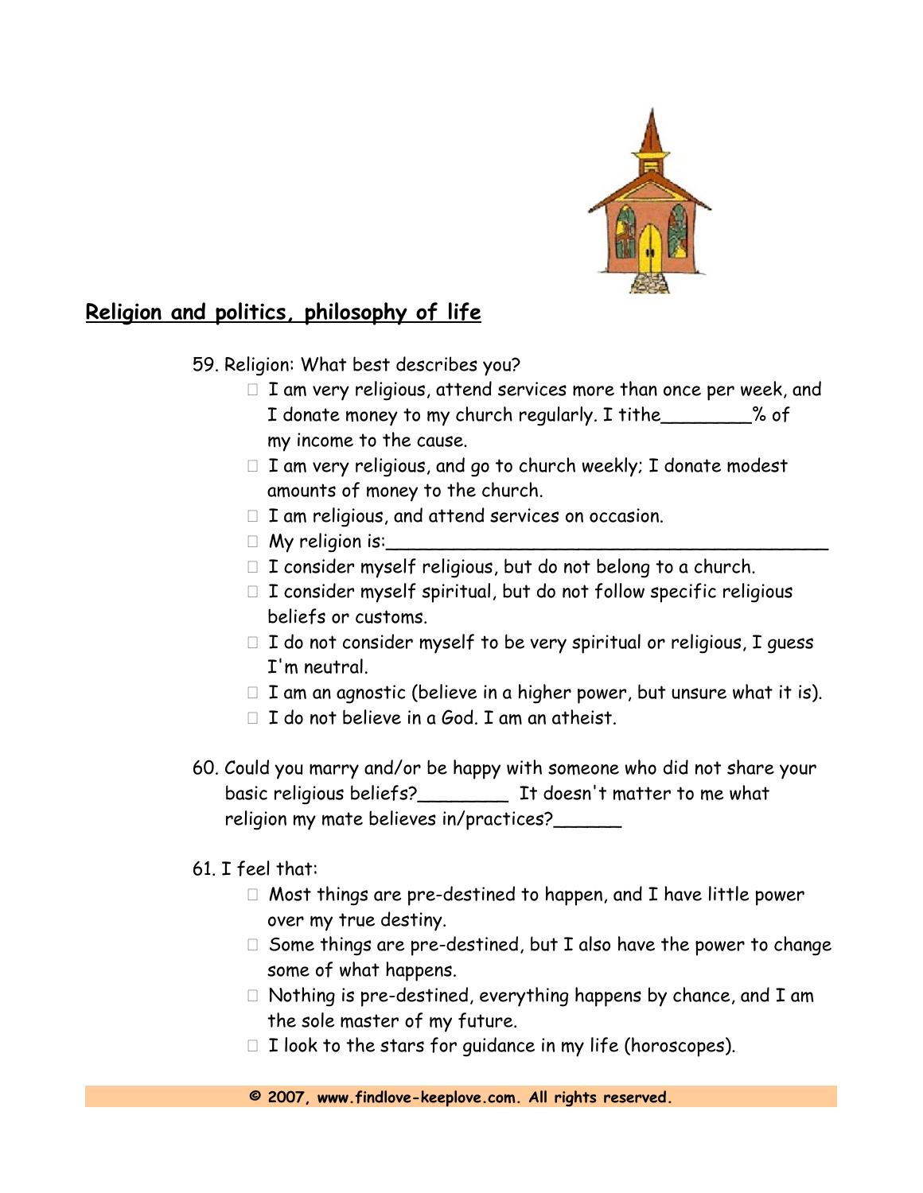## Religion and politics, philosophy of life

59. Religion: What best describes you?
    - ☐ I am very religious, attend services more than once per week, and I donate money to my church regularly. I tithe________% of my income to the cause.
    - ☐ I am very religious, and go to church weekly; I donate modest amounts of money to the church.
    - ☐ I am religious, and attend services on occasion.
    - ☐ My religion is:___________________________________________
    - ☐ I consider myself religious, but do not belong to a church.
    - ☐ I consider myself spiritual, but do not follow specific religious beliefs or customs.
    - ☐ I do not consider myself to be very spiritual or religious, I guess I'm neutral.
    - ☐ I am an agnostic (believe in a higher power, but unsure what it is).
    - ☐ I do not believe in a God. I am an atheist.

60. Could you marry and/or be happy with someone who did not share your basic religious beliefs?________ It doesn't matter to me what religion my mate believes in/practices?______

61. I feel that:
    - ☐ Most things are pre-destined to happen, and I have little power over my true destiny.
    - ☐ Some things are pre-destined, but I also have the power to change some of what happens.
    - ☐ Nothing is pre-destined, everything happens by chance, and I am the sole master of my future.
    - ☐ I look to the stars for guidance in my life (horoscopes).

**© 2007, www.findlove-keeplove.com. All rights reserved.**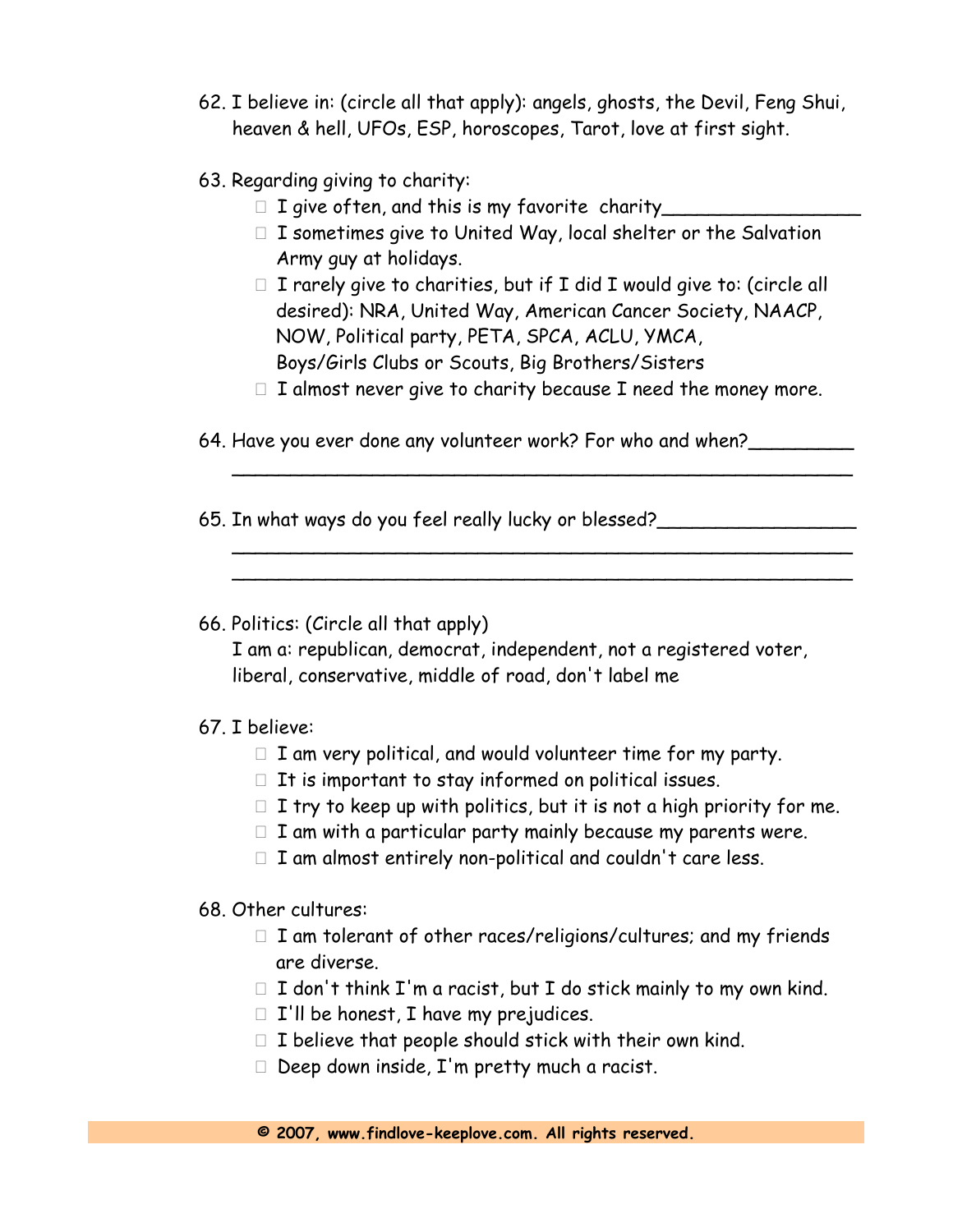62. I believe in: (circle all that apply): angels, ghosts, the Devil, Feng Shui, heaven & hell, UFOs, ESP, horoscopes, Tarot, love at first sight.

63. Regarding giving to charity:
   - ☐ I give often, and this is my favorite charity_________________
   - ☐ I sometimes give to United Way, local shelter or the Salvation Army guy at holidays.
   - ☐ I rarely give to charities, but if I did I would give to: (circle all desired): NRA, United Way, American Cancer Society, NAACP, NOW, Political party, PETA, SPCA, ACLU, YMCA, Boys/Girls Clubs or Scouts, Big Brothers/Sisters
   - ☐ I almost never give to charity because I need the money more.

64. Have you ever done any volunteer work? For who and when?_________

    _______________________________________________________

65. In what ways do you feel really lucky or blessed?_________________

    _______________________________________________________

    _______________________________________________________

66. Politics: (Circle all that apply)
    I am a: republican, democrat, independent, not a registered voter, liberal, conservative, middle of road, don't label me

67. I believe:
   - ☐ I am very political, and would volunteer time for my party.
   - ☐ It is important to stay informed on political issues.
   - ☐ I try to keep up with politics, but it is not a high priority for me.
   - ☐ I am with a particular party mainly because my parents were.
   - ☐ I am almost entirely non-political and couldn't care less.

68. Other cultures:
   - ☐ I am tolerant of other races/religions/cultures; and my friends are diverse.
   - ☐ I don't think I'm a racist, but I do stick mainly to my own kind.
   - ☐ I'll be honest, I have my prejudices.
   - ☐ I believe that people should stick with their own kind.
   - ☐ Deep down inside, I'm pretty much a racist.

**© 2007, www.findlove-keeplove.com. All rights reserved.**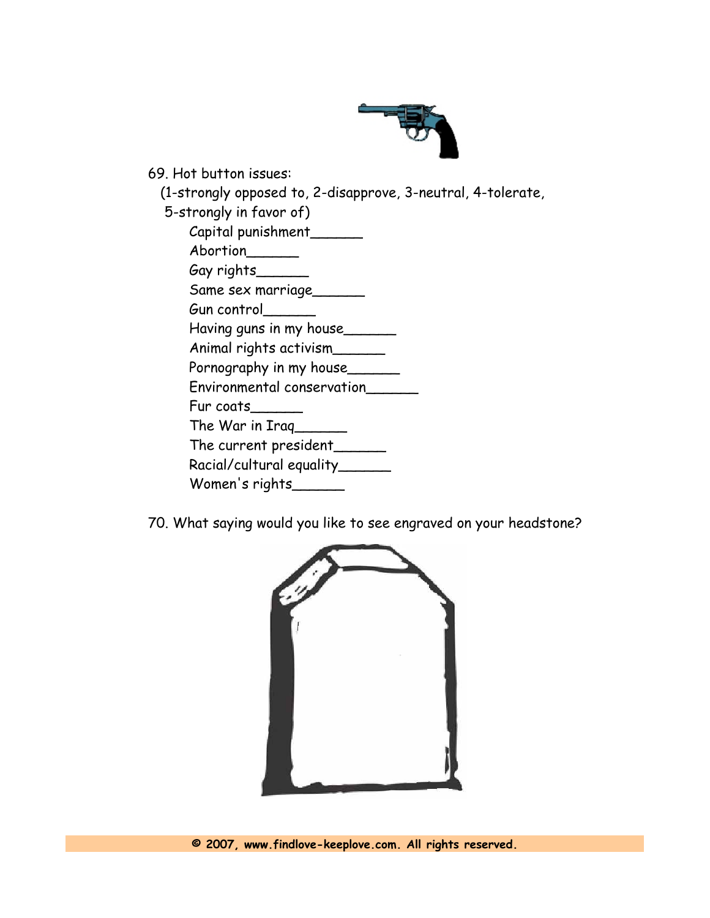69. Hot button issues:
(1-strongly opposed to, 2-disapprove, 3-neutral, 4-tolerate, 5-strongly in favor of)

- Capital punishment______
- Abortion______
- Gay rights______
- Same sex marriage______
- Gun control______
- Having guns in my house______
- Animal rights activism______
- Pornography in my house______
- Environmental conservation______
- Fur coats______
- The War in Iraq______
- The current president______
- Racial/cultural equality______
- Women's rights______

70. What saying would you like to see engraved on your headstone?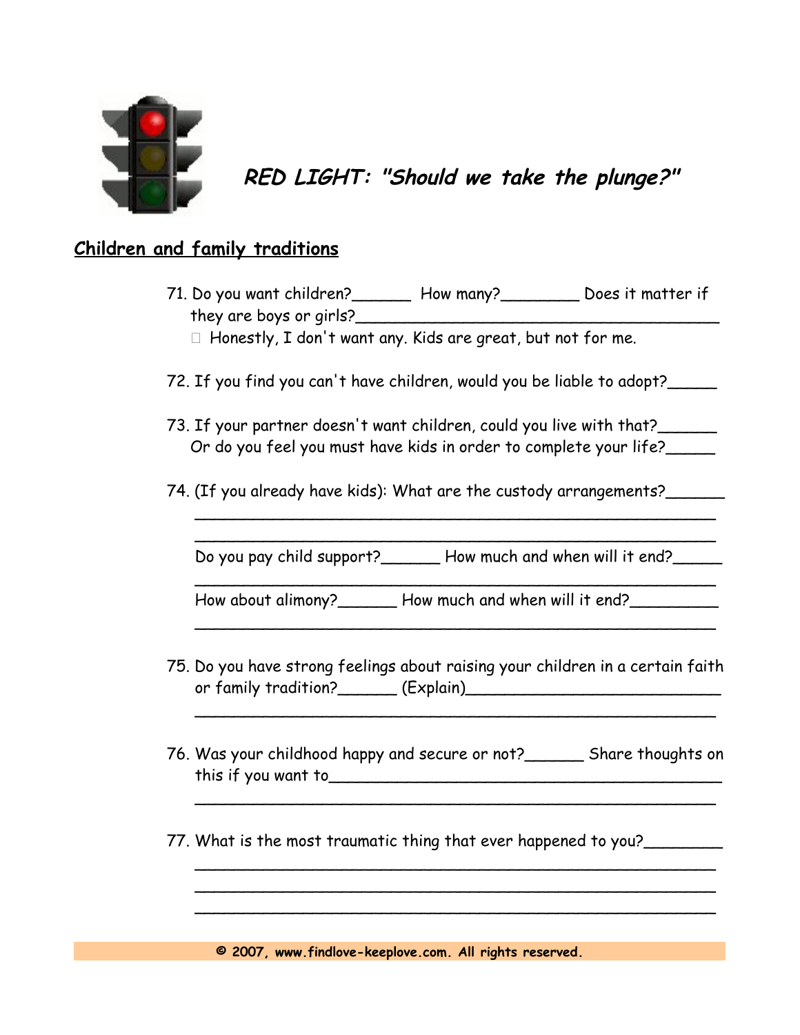## *RED LIGHT: "Should we take the plunge?"*

### Children and family traditions

71. Do you want children?______ How many?________ Does it matter if they are boys or girls?______________________________________
 - ☐ Honestly, I don't want any. Kids are great, but not for me.

72. If you find you can't have children, would you be liable to adopt?_____

73. If your partner doesn't want children, could you live with that?______ Or do you feel you must have kids in order to complete your life?_____

74. (If you already have kids): What are the custody arrangements?______
_________________________________________________
_________________________________________________

 Do you pay child support?______ How much and when will it end?_____
_________________________________________________

 How about alimony?______ How much and when will it end?_________
_________________________________________________

75. Do you have strong feelings about raising your children in a certain faith or family tradition?______ (Explain)___________________________
_________________________________________________

76. Was your childhood happy and secure or not?______ Share thoughts on this if you want to__________________________________________
_________________________________________________

77. What is the most traumatic thing that ever happened to you?________
_________________________________________________
_________________________________________________
_________________________________________________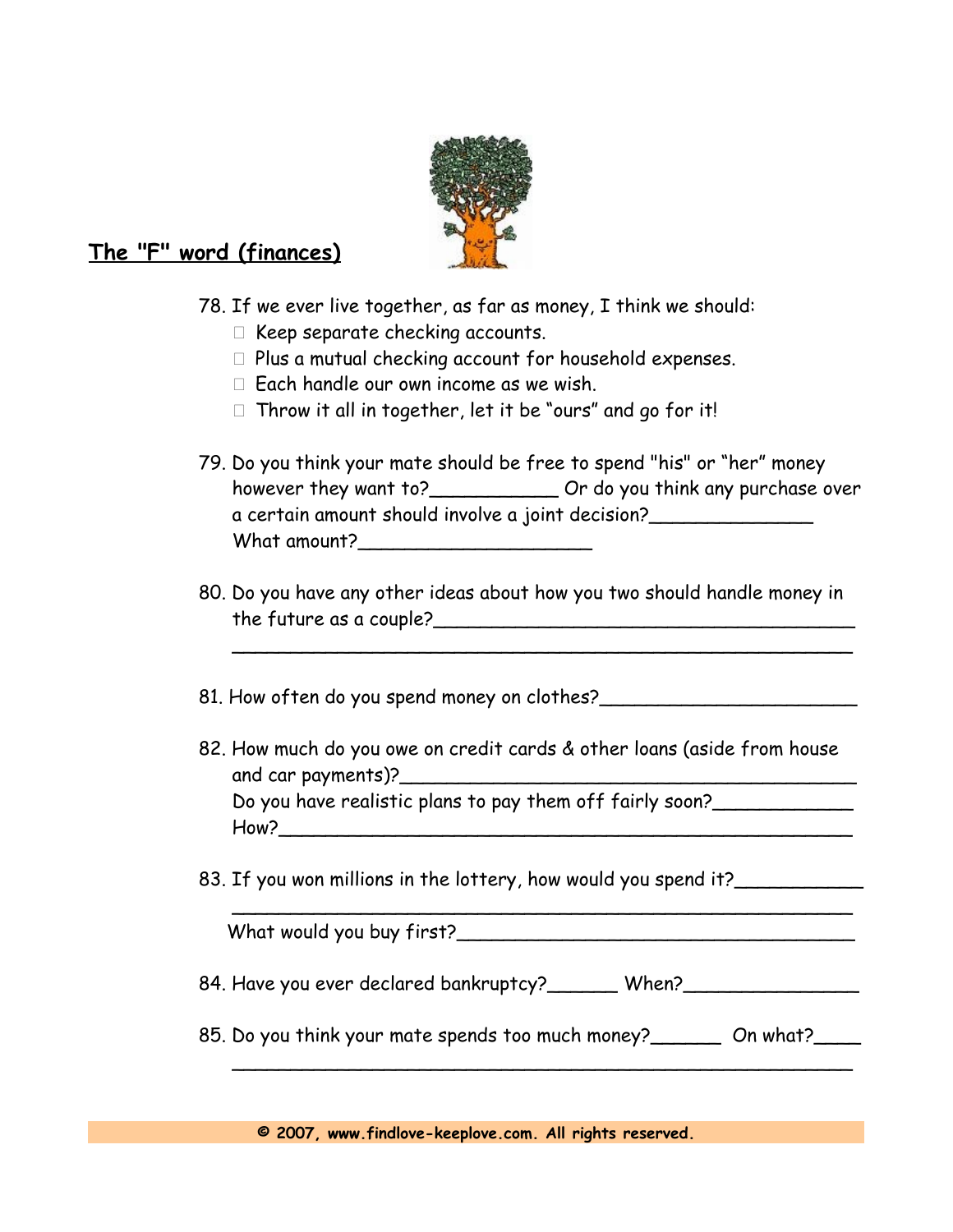## The "F" word (finances)

78. If we ever live together, as far as money, I think we should:
    - ☐ Keep separate checking accounts.
    - ☐ Plus a mutual checking account for household expenses.
    - ☐ Each handle our own income as we wish.
    - ☐ Throw it all in together, let it be "ours" and go for it!

79. Do you think your mate should be free to spend "his" or "her" money however they want to?___________ Or do you think any purchase over a certain amount should involve a joint decision?______________ What amount?____________________

80. Do you have any other ideas about how you two should handle money in the future as a couple?___________________________________
_____________________________________________________

81. How often do you spend money on clothes?______________________

82. How much do you owe on credit cards & other loans (aside from house and car payments)?_____________________________________
Do you have realistic plans to pay them off fairly soon?____________
How?_______________________________________________

83. If you won millions in the lottery, how would you spend it?___________
_____________________________________________________
What would you buy first?__________________________________

84. Have you ever declared bankruptcy?______ When?_______________

85. Do you think your mate spends too much money?______ On what?____
_____________________________________________________

© 2007, www.findlove-keeplove.com. All rights reserved.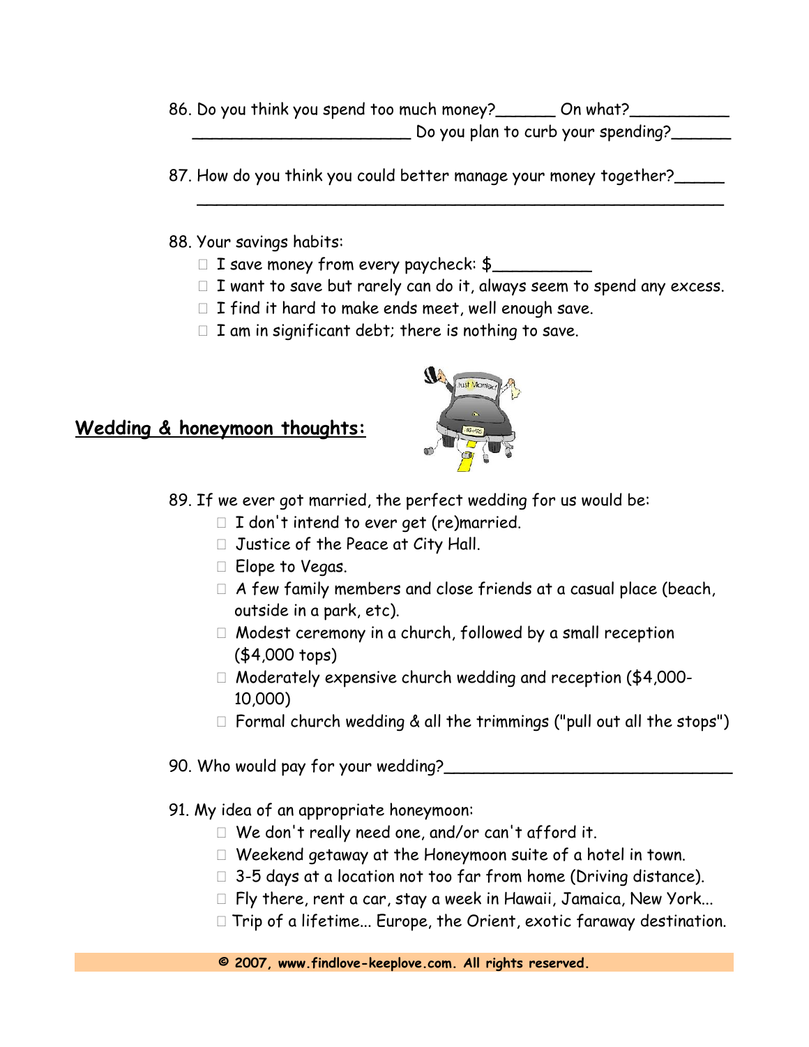86. Do you think you spend too much money?______ On what?__________
_______________________ Do you plan to curb your spending?______

87. How do you think you could better manage your money together?_____
________________________________________________________

88. Your savings habits:
- ☐ I save money from every paycheck: $__________
- ☐ I want to save but rarely can do it, always seem to spend any excess.
- ☐ I find it hard to make ends meet, well enough save.
- ☐ I am in significant debt; there is nothing to save.

## Wedding & honeymoon thoughts:

89. If we ever got married, the perfect wedding for us would be:
- ☐ I don't intend to ever get (re)married.
- ☐ Justice of the Peace at City Hall.
- ☐ Elope to Vegas.
- ☐ A few family members and close friends at a casual place (beach, outside in a park, etc).
- ☐ Modest ceremony in a church, followed by a small reception ($4,000 tops)
- ☐ Moderately expensive church wedding and reception ($4,000-10,000)
- ☐ Formal church wedding & all the trimmings ("pull out all the stops")

90. Who would pay for your wedding?______________________________

91. My idea of an appropriate honeymoon:
- ☐ We don't really need one, and/or can't afford it.
- ☐ Weekend getaway at the Honeymoon suite of a hotel in town.
- ☐ 3-5 days at a location not too far from home (Driving distance).
- ☐ Fly there, rent a car, stay a week in Hawaii, Jamaica, New York...
- ☐ Trip of a lifetime... Europe, the Orient, exotic faraway destination.

**© 2007, www.findlove-keeplove.com. All rights reserved.**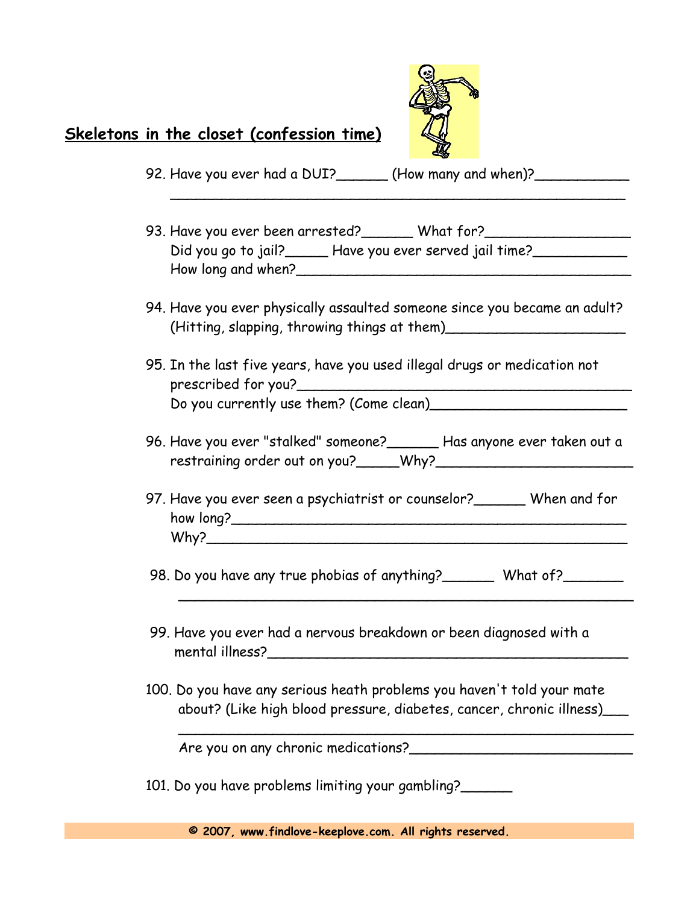## Skeletons in the closet (confession time)

92. Have you ever had a DUI?______ (How many and when)?___________
    ________________________________________________________

93. Have you ever been arrested?______ What for?_________________
    Did you go to jail?_____ Have you ever served jail time?___________
    How long and when?_______________________________________

94. Have you ever physically assaulted someone since you became an adult? (Hitting, slapping, throwing things at them)_____________________

95. In the last five years, have you used illegal drugs or medication not prescribed for you?_______________________________________
    Do you currently use them? (Come clean)_______________________

96. Have you ever "stalked" someone?______ Has anyone ever taken out a restraining order out on you?_____Why?_______________________

97. Have you ever seen a psychiatrist or counselor?______ When and for how long?_______________________________________________
    Why?_________________________________________________

98. Do you have any true phobias of anything?______ What of?_______
    ________________________________________________________

99. Have you ever had a nervous breakdown or been diagnosed with a mental illness?___________________________________________

100. Do you have any serious heath problems you haven't told your mate about? (Like high blood pressure, diabetes, cancer, chronic illness)___
     ________________________________________________________
     Are you on any chronic medications?__________________________

101. Do you have problems limiting your gambling?______

© 2007, www.findlove-keeplove.com. All rights reserved.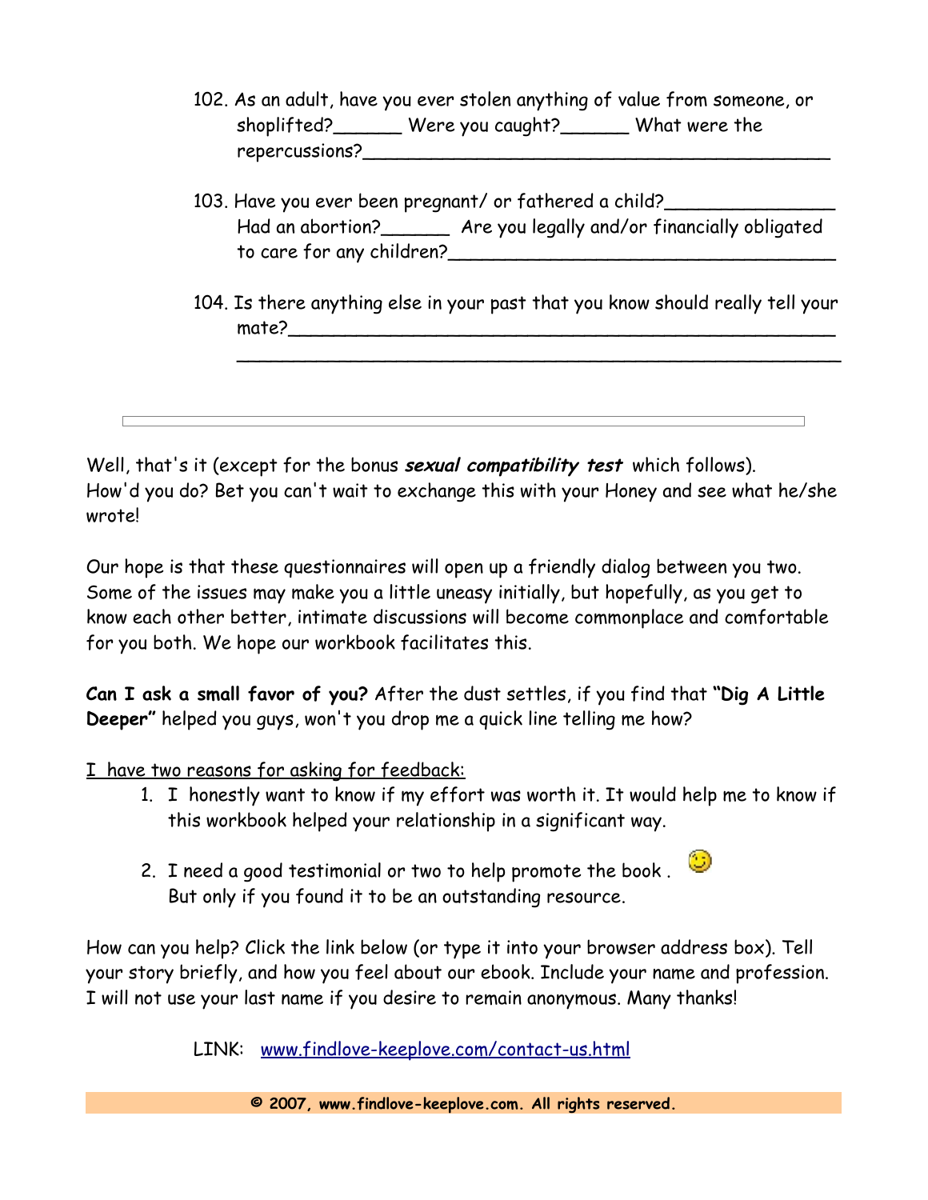102. As an adult, have you ever stolen anything of value from someone, or shoplifted?______ Were you caught?______ What were the repercussions?__________________________________________

103. Have you ever been pregnant/ or fathered a child?_______________ Had an abortion?______ Are you legally and/or financially obligated to care for any children?___________________________________

104. Is there anything else in your past that you know should really tell your mate?__________________________________________________
_______________________________________________________

---

Well, that's it (except for the bonus ***sexual compatibility test*** which follows). How'd you do? Bet you can't wait to exchange this with your Honey and see what he/she wrote!

Our hope is that these questionnaires will open up a friendly dialog between you two. Some of the issues may make you a little uneasy initially, but hopefully, as you get to know each other better, intimate discussions will become commonplace and comfortable for you both. We hope our workbook facilitates this.

**Can I ask a small favor of you?** After the dust settles, if you find that **"Dig A Little Deeper"** helped you guys, won't you drop me a quick line telling me how?

I have two reasons for asking for feedback:

1. I honestly want to know if my effort was worth it. It would help me to know if this workbook helped your relationship in a significant way.
2. I need a good testimonial or two to help promote the book . 😉
   But only if you found it to be an outstanding resource.

How can you help? Click the link below (or type it into your browser address box). Tell your story briefly, and how you feel about our ebook. Include your name and profession. I will not use your last name if you desire to remain anonymous. Many thanks!

LINK: [www.findlove-keeplove.com/contact-us.html](http://www.findlove-keeplove.com/contact-us.html)

**© 2007, www.findlove-keeplove.com. All rights reserved.**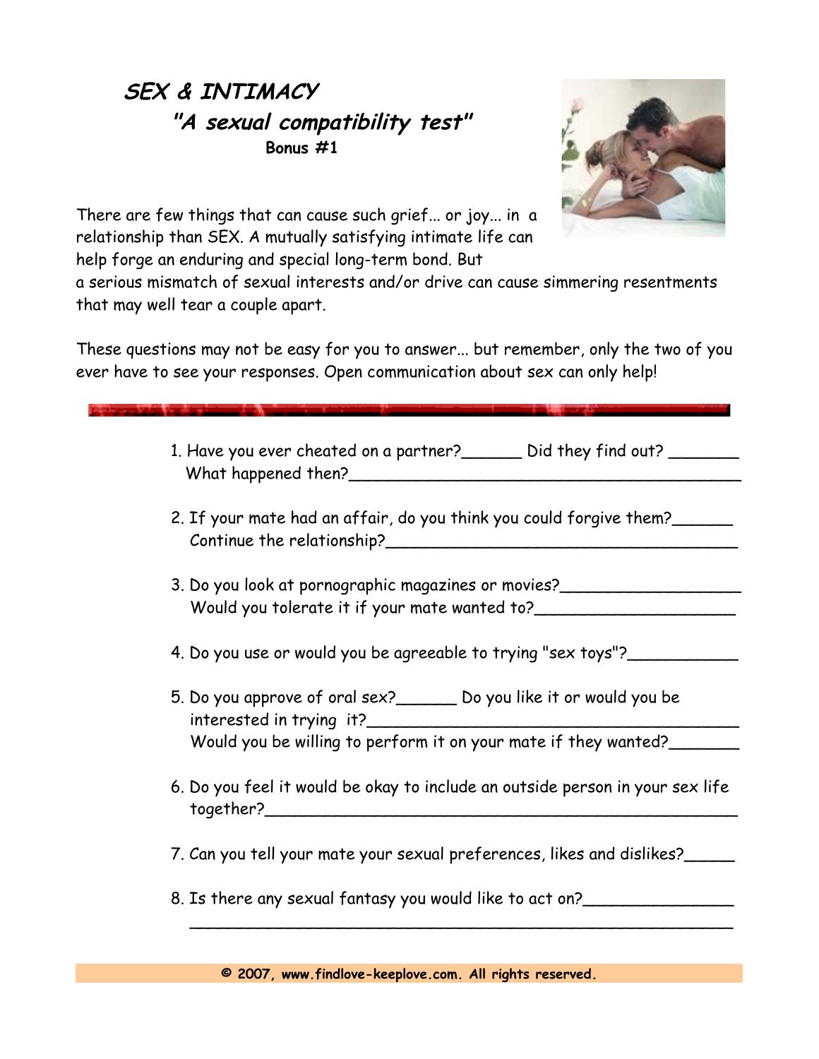## *SEX & INTIMACY*
### *"A sexual compatibility test"*
**Bonus #1**

There are few things that can cause such grief... or joy... in a relationship than SEX. A mutually satisfying intimate life can help forge an enduring and special long-term bond. But a serious mismatch of sexual interests and/or drive can cause simmering resentments that may well tear a couple apart.

These questions may not be easy for you to answer... but remember, only the two of you ever have to see your responses. Open communication about sex can only help!

---

1. Have you ever cheated on a partner?______ Did they find out? _______
   What happened then?________________________________________

2. If your mate had an affair, do you think you could forgive them?______
   Continue the relationship?_____________________________________

3. Do you look at pornographic magazines or movies?__________________
   Would you tolerate it if your mate wanted to?_____________________

4. Do you use or would you be agreeable to trying "sex toys"?___________

5. Do you approve of oral sex?______ Do you like it or would you be interested in trying it?_______________________________________
   Would you be willing to perform it on your mate if they wanted?_______

6. Do you feel it would be okay to include an outside person in your sex life together?________________________________________________

7. Can you tell your mate your sexual preferences, likes and dislikes?_____

8. Is there any sexual fantasy you would like to act on?_______________
   ______________________________________________________

**© 2007, www.findlove-keeplove.com. All rights reserved.**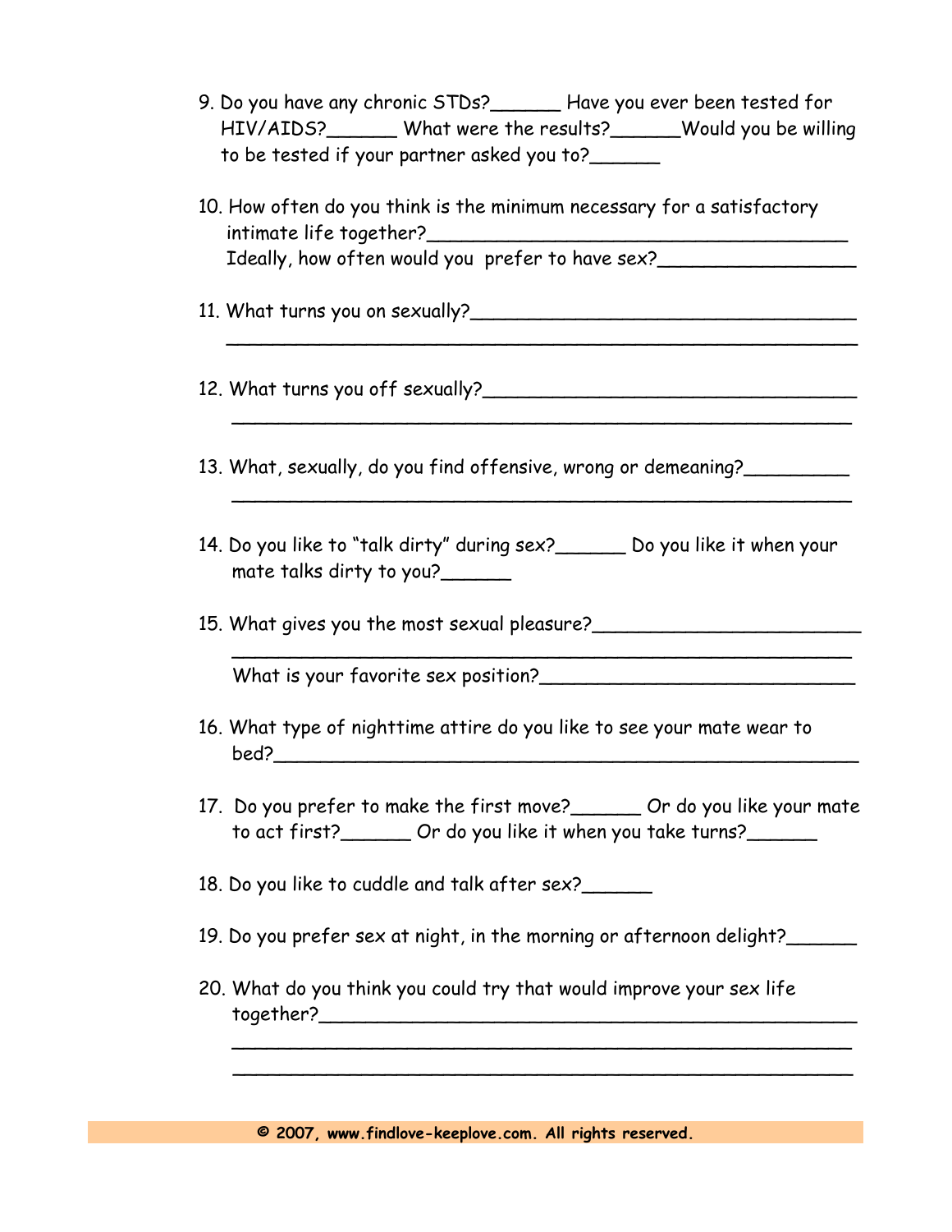9. Do you have any chronic STDs?______ Have you ever been tested for HIV/AIDS?______ What were the results?______Would you be willing to be tested if your partner asked you to?______

10. How often do you think is the minimum necessary for a satisfactory intimate life together?____________________________________
    Ideally, how often would you prefer to have sex?_________________

11. What turns you on sexually?___________________________________
    _______________________________________________________

12. What turns you off sexually?__________________________________
    _______________________________________________________

13. What, sexually, do you find offensive, wrong or demeaning?_________
    _______________________________________________________

14. Do you like to "talk dirty" during sex?______ Do you like it when your mate talks dirty to you?______

15. What gives you the most sexual pleasure?________________________
    _______________________________________________________
    What is your favorite sex position?____________________________

16. What type of nighttime attire do you like to see your mate wear to bed?_________________________________________________

17. Do you prefer to make the first move?______ Or do you like your mate to act first?______ Or do you like it when you take turns?______

18. Do you like to cuddle and talk after sex?______

19. Do you prefer sex at night, in the morning or afternoon delight?______

20. What do you think you could try that would improve your sex life together?_____________________________________________
    _______________________________________________________
    _______________________________________________________

**© 2007, www.findlove-keeplove.com. All rights reserved.**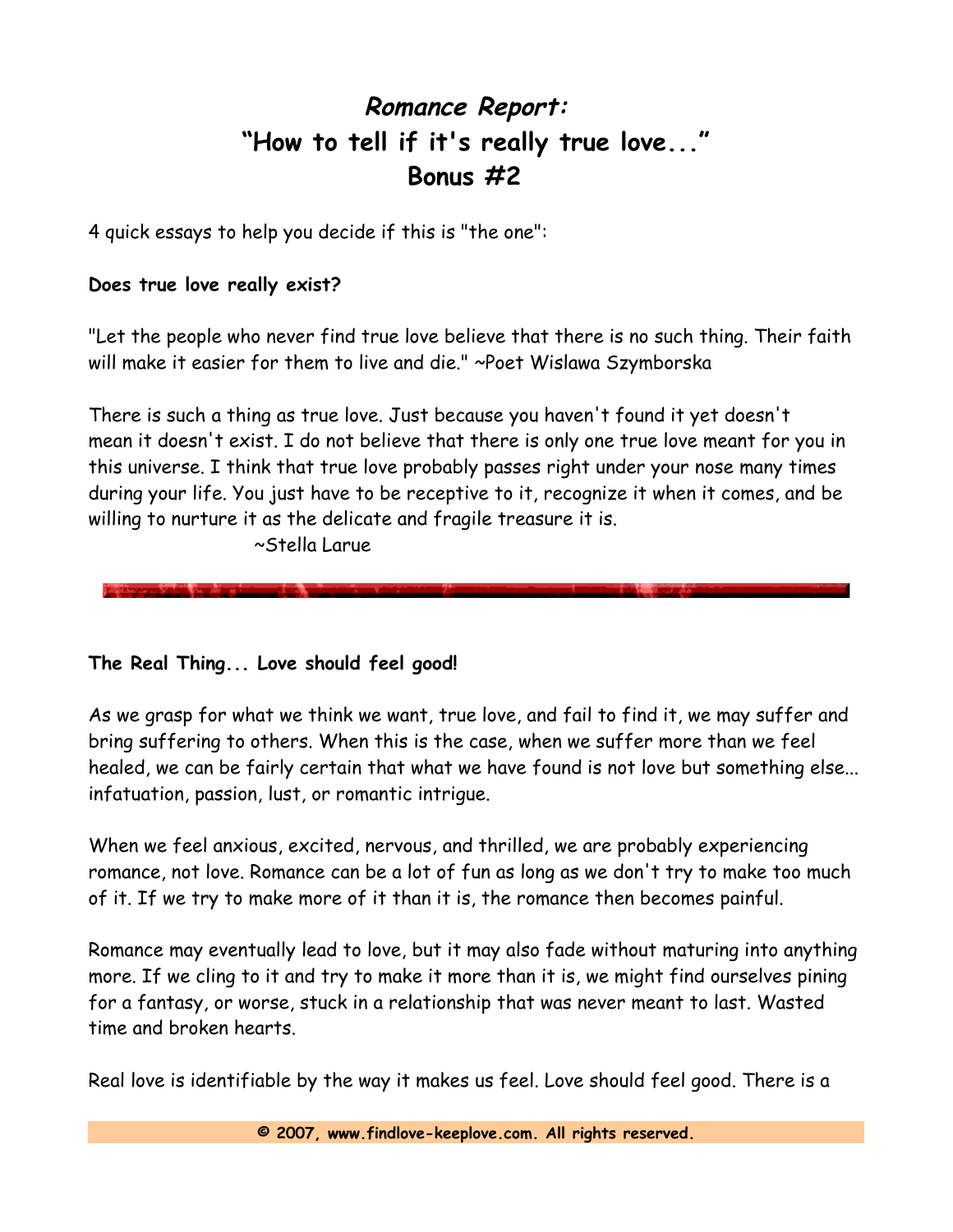# *Romance Report:*
# "How to tell if it's really true love..."
# Bonus #2

4 quick essays to help you decide if this is "the one":

**Does true love really exist?**

"Let the people who never find true love believe that there is no such thing. Their faith will make it easier for them to live and die." ~Poet Wislawa Szymborska

There is such a thing as true love. Just because you haven't found it yet doesn't mean it doesn't exist. I do not believe that there is only one true love meant for you in this universe. I think that true love probably passes right under your nose many times during your life. You just have to be receptive to it, recognize it when it comes, and be willing to nurture it as the delicate and fragile treasure it is.

~Stella Larue

---

**The Real Thing... Love should feel good!**

As we grasp for what we think we want, true love, and fail to find it, we may suffer and bring suffering to others. When this is the case, when we suffer more than we feel healed, we can be fairly certain that what we have found is not love but something else... infatuation, passion, lust, or romantic intrigue.

When we feel anxious, excited, nervous, and thrilled, we are probably experiencing romance, not love. Romance can be a lot of fun as long as we don't try to make too much of it. If we try to make more of it than it is, the romance then becomes painful.

Romance may eventually lead to love, but it may also fade without maturing into anything more. If we cling to it and try to make it more than it is, we might find ourselves pining for a fantasy, or worse, stuck in a relationship that was never meant to last. Wasted time and broken hearts.

Real love is identifiable by the way it makes us feel. Love should feel good. There is a

**© 2007, www.findlove-keeplove.com. All rights reserved.**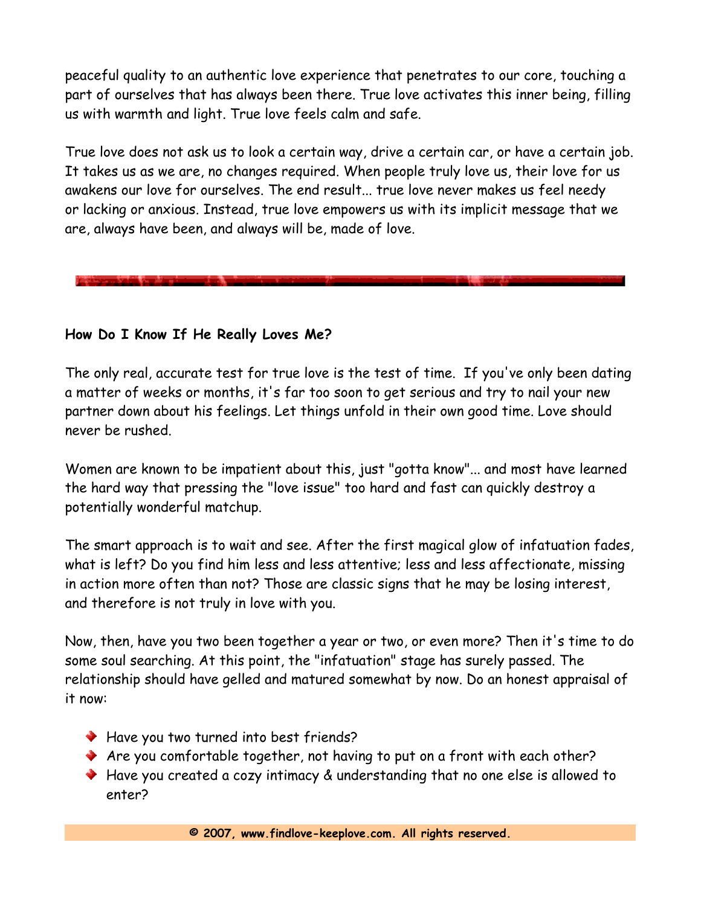peaceful quality to an authentic love experience that penetrates to our core, touching a part of ourselves that has always been there. True love activates this inner being, filling us with warmth and light. True love feels calm and safe.

True love does not ask us to look a certain way, drive a certain car, or have a certain job. It takes us as we are, no changes required. When people truly love us, their love for us awakens our love for ourselves. The end result... true love never makes us feel needy or lacking or anxious. Instead, true love empowers us with its implicit message that we are, always have been, and always will be, made of love.

---

**How Do I Know If He Really Loves Me?**

The only real, accurate test for true love is the test of time. If you've only been dating a matter of weeks or months, it's far too soon to get serious and try to nail your new partner down about his feelings. Let things unfold in their own good time. Love should never be rushed.

Women are known to be impatient about this, just "gotta know"... and most have learned the hard way that pressing the "love issue" too hard and fast can quickly destroy a potentially wonderful matchup.

The smart approach is to wait and see. After the first magical glow of infatuation fades, what is left? Do you find him less and less attentive; less and less affectionate, missing in action more often than not? Those are classic signs that he may be losing interest, and therefore is not truly in love with you.

Now, then, have you two been together a year or two, or even more? Then it's time to do some soul searching. At this point, the "infatuation" stage has surely passed. The relationship should have gelled and matured somewhat by now. Do an honest appraisal of it now:

- Have you two turned into best friends?
- Are you comfortable together, not having to put on a front with each other?
- Have you created a cozy intimacy & understanding that no one else is allowed to enter?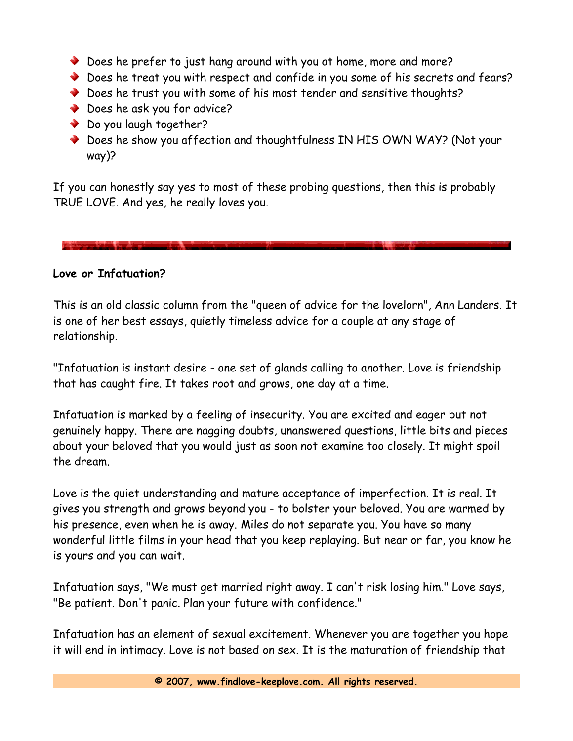- Does he prefer to just hang around with you at home, more and more?
- Does he treat you with respect and confide in you some of his secrets and fears?
- Does he trust you with some of his most tender and sensitive thoughts?
- Does he ask you for advice?
- Do you laugh together?
- Does he show you affection and thoughtfulness IN HIS OWN WAY? (Not your way)?

If you can honestly say yes to most of these probing questions, then this is probably TRUE LOVE. And yes, he really loves you.

---

**Love or Infatuation?**

This is an old classic column from the "queen of advice for the lovelorn", Ann Landers. It is one of her best essays, quietly timeless advice for a couple at any stage of relationship.

"Infatuation is instant desire - one set of glands calling to another. Love is friendship that has caught fire. It takes root and grows, one day at a time.

Infatuation is marked by a feeling of insecurity. You are excited and eager but not genuinely happy. There are nagging doubts, unanswered questions, little bits and pieces about your beloved that you would just as soon not examine too closely. It might spoil the dream.

Love is the quiet understanding and mature acceptance of imperfection. It is real. It gives you strength and grows beyond you - to bolster your beloved. You are warmed by his presence, even when he is away. Miles do not separate you. You have so many wonderful little films in your head that you keep replaying. But near or far, you know he is yours and you can wait.

Infatuation says, "We must get married right away. I can't risk losing him." Love says, "Be patient. Don't panic. Plan your future with confidence."

Infatuation has an element of sexual excitement. Whenever you are together you hope it will end in intimacy. Love is not based on sex. It is the maturation of friendship that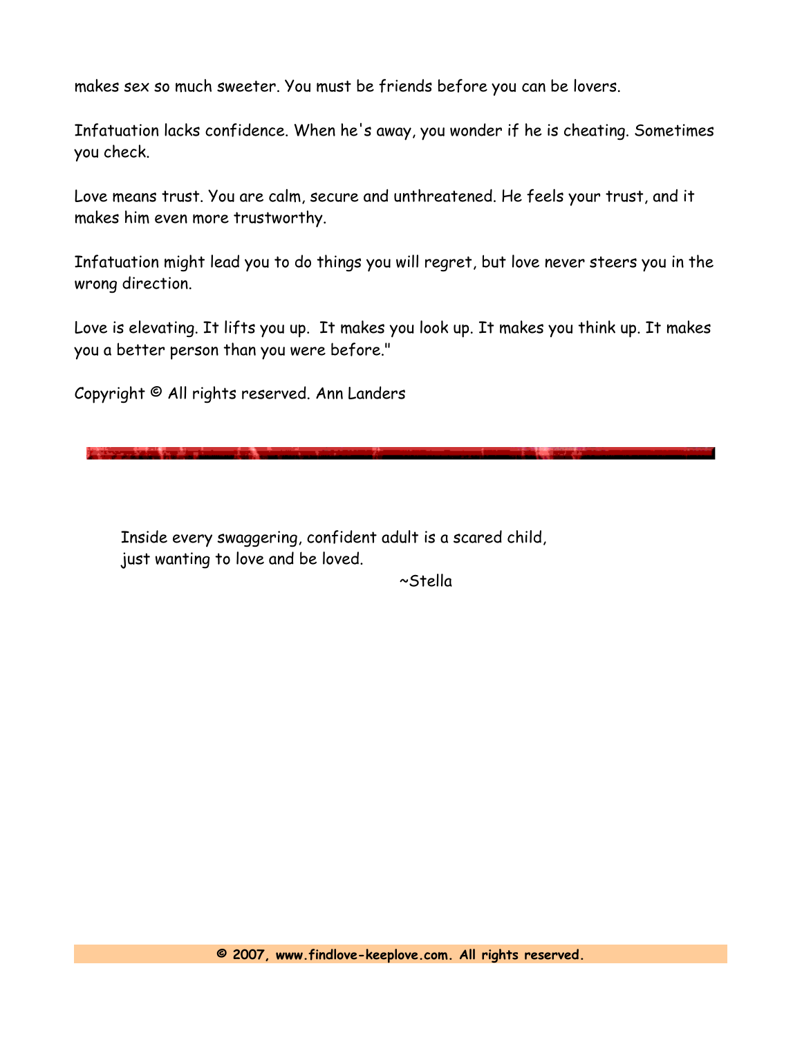makes sex so much sweeter. You must be friends before you can be lovers.

Infatuation lacks confidence. When he's away, you wonder if he is cheating. Sometimes you check.

Love means trust. You are calm, secure and unthreatened. He feels your trust, and it makes him even more trustworthy.

Infatuation might lead you to do things you will regret, but love never steers you in the wrong direction.

Love is elevating. It lifts you up. It makes you look up. It makes you think up. It makes you a better person than you were before."

Copyright © All rights reserved. Ann Landers

---

> Inside every swaggering, confident adult is a scared child,
> just wanting to love and be loved.
>
> ~Stella

**© 2007, www.findlove-keeplove.com. All rights reserved.**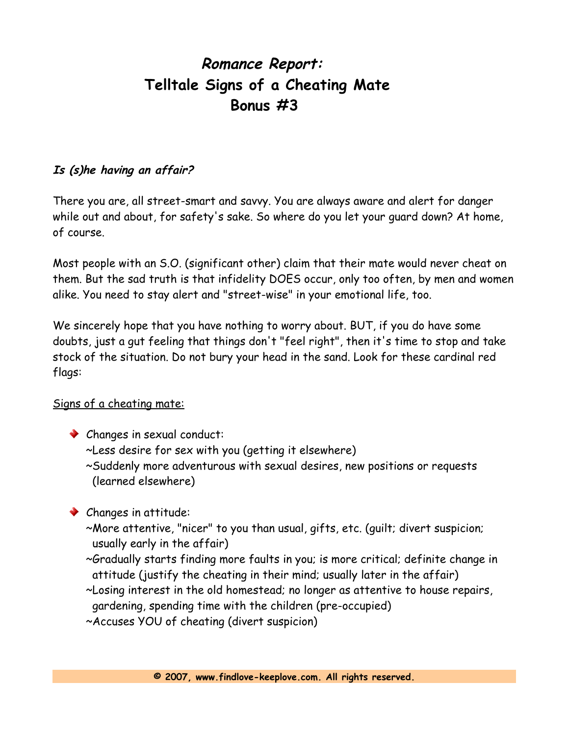# *Romance Report:*
# Telltale Signs of a Cheating Mate
# Bonus #3

***Is (s)he having an affair?***

There you are, all street-smart and savvy. You are always aware and alert for danger while out and about, for safety's sake. So where do you let your guard down? At home, of course.

Most people with an S.O. (significant other) claim that their mate would never cheat on them. But the sad truth is that infidelity DOES occur, only too often, by men and women alike. You need to stay alert and "street-wise" in your emotional life, too.

We sincerely hope that you have nothing to worry about. BUT, if you do have some doubts, just a gut feeling that things don't "feel right", then it's time to stop and take stock of the situation. Do not bury your head in the sand. Look for these cardinal red flags:

<u>Signs of a cheating mate:</u>

- Changes in sexual conduct:
  ~Less desire for sex with you (getting it elsewhere)
  ~Suddenly more adventurous with sexual desires, new positions or requests (learned elsewhere)

- Changes in attitude:
  ~More attentive, "nicer" to you than usual, gifts, etc. (guilt; divert suspicion; usually early in the affair)
  ~Gradually starts finding more faults in you; is more critical; definite change in attitude (justify the cheating in their mind; usually later in the affair)
  ~Losing interest in the old homestead; no longer as attentive to house repairs, gardening, spending time with the children (pre-occupied)
  ~Accuses YOU of cheating (divert suspicion)

**© 2007, www.findlove-keeplove.com. All rights reserved.**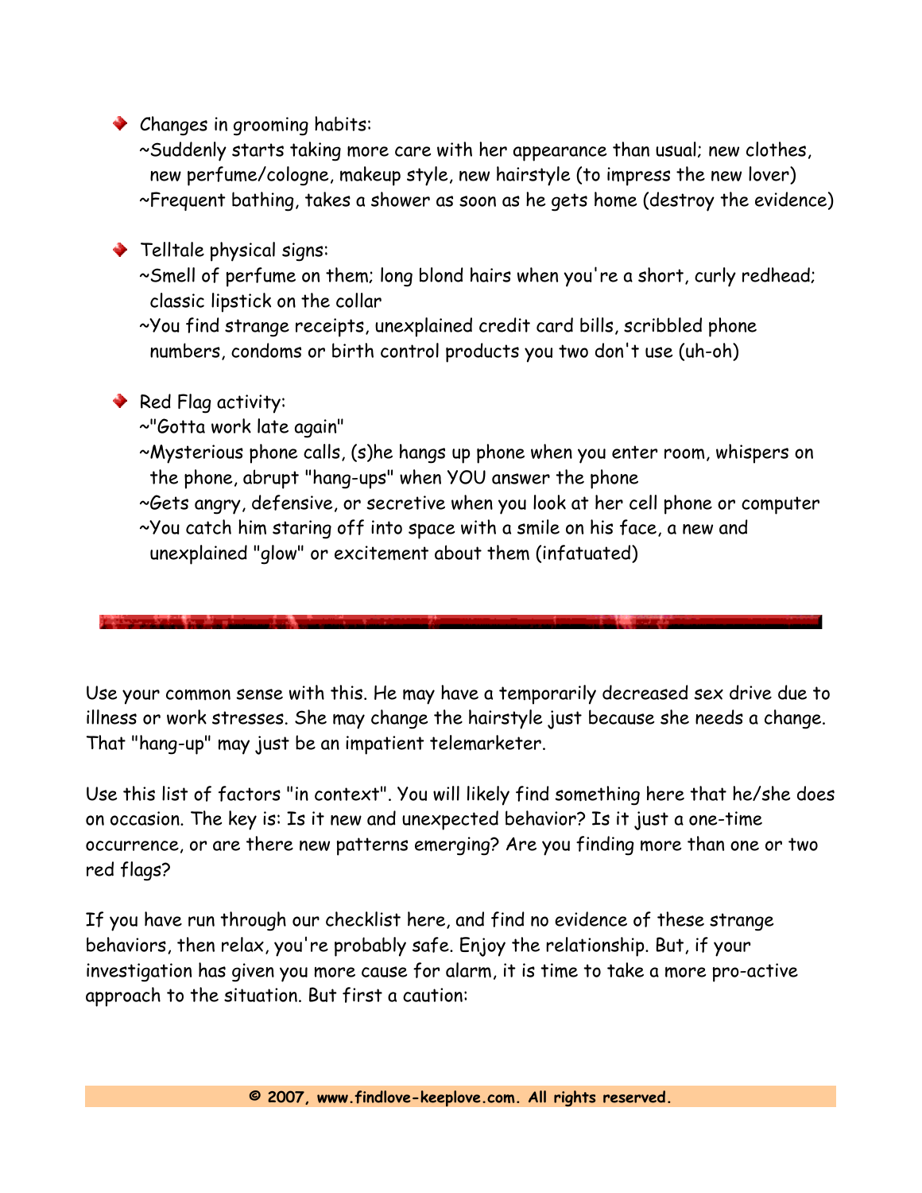- Changes in grooming habits:
  ~Suddenly starts taking more care with her appearance than usual; new clothes, new perfume/cologne, makeup style, new hairstyle (to impress the new lover)
  ~Frequent bathing, takes a shower as soon as he gets home (destroy the evidence)

- Telltale physical signs:
  ~Smell of perfume on them; long blond hairs when you're a short, curly redhead; classic lipstick on the collar
  ~You find strange receipts, unexplained credit card bills, scribbled phone numbers, condoms or birth control products you two don't use (uh-oh)

- Red Flag activity:
  ~"Gotta work late again"
  ~Mysterious phone calls, (s)he hangs up phone when you enter room, whispers on the phone, abrupt "hang-ups" when YOU answer the phone
  ~Gets angry, defensive, or secretive when you look at her cell phone or computer
  ~You catch him staring off into space with a smile on his face, a new and unexplained "glow" or excitement about them (infatuated)

---

Use your common sense with this. He may have a temporarily decreased sex drive due to illness or work stresses. She may change the hairstyle just because she needs a change. That "hang-up" may just be an impatient telemarketer.

Use this list of factors "in context". You will likely find something here that he/she does on occasion. The key is: Is it new and unexpected behavior? Is it just a one-time occurrence, or are there new patterns emerging? Are you finding more than one or two red flags?

If you have run through our checklist here, and find no evidence of these strange behaviors, then relax, you're probably safe. Enjoy the relationship. But, if your investigation has given you more cause for alarm, it is time to take a more pro-active approach to the situation. But first a caution: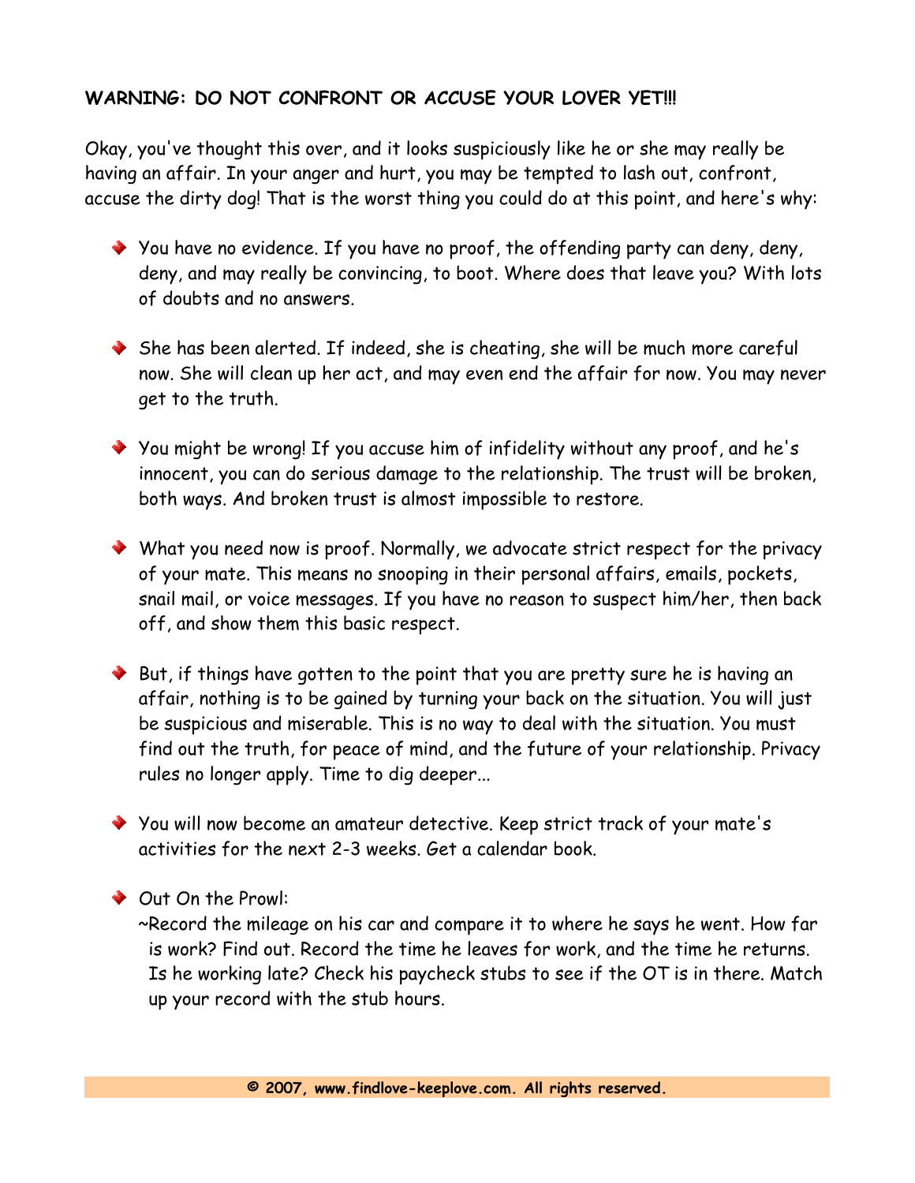**WARNING: DO NOT CONFRONT OR ACCUSE YOUR LOVER YET!!!**

Okay, you've thought this over, and it looks suspiciously like he or she may really be having an affair. In your anger and hurt, you may be tempted to lash out, confront, accuse the dirty dog! That is the worst thing you could do at this point, and here's why:

- You have no evidence. If you have no proof, the offending party can deny, deny, deny, and may really be convincing, to boot. Where does that leave you? With lots of doubts and no answers.
- She has been alerted. If indeed, she is cheating, she will be much more careful now. She will clean up her act, and may even end the affair for now. You may never get to the truth.
- You might be wrong! If you accuse him of infidelity without any proof, and he's innocent, you can do serious damage to the relationship. The trust will be broken, both ways. And broken trust is almost impossible to restore.
- What you need now is proof. Normally, we advocate strict respect for the privacy of your mate. This means no snooping in their personal affairs, emails, pockets, snail mail, or voice messages. If you have no reason to suspect him/her, then back off, and show them this basic respect.
- But, if things have gotten to the point that you are pretty sure he is having an affair, nothing is to be gained by turning your back on the situation. You will just be suspicious and miserable. This is no way to deal with the situation. You must find out the truth, for peace of mind, and the future of your relationship. Privacy rules no longer apply. Time to dig deeper...
- You will now become an amateur detective. Keep strict track of your mate's activities for the next 2-3 weeks. Get a calendar book.
- Out On the Prowl:
  ~Record the mileage on his car and compare it to where he says he went. How far is work? Find out. Record the time he leaves for work, and the time he returns. Is he working late? Check his paycheck stubs to see if the OT is in there. Match up your record with the stub hours.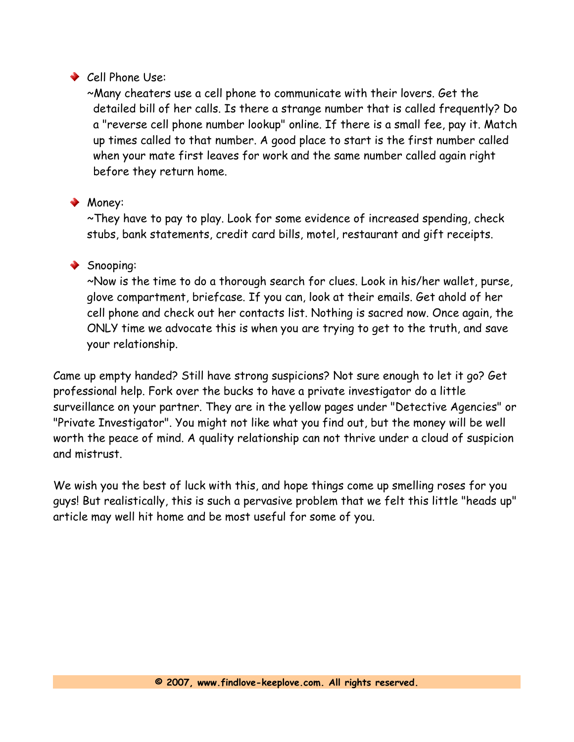- Cell Phone Use:

  ~Many cheaters use a cell phone to communicate with their lovers. Get the detailed bill of her calls. Is there a strange number that is called frequently? Do a "reverse cell phone number lookup" online. If there is a small fee, pay it. Match up times called to that number. A good place to start is the first number called when your mate first leaves for work and the same number called again right before they return home.

- Money:

  ~They have to pay to play. Look for some evidence of increased spending, check stubs, bank statements, credit card bills, motel, restaurant and gift receipts.

- Snooping:

  ~Now is the time to do a thorough search for clues. Look in his/her wallet, purse, glove compartment, briefcase. If you can, look at their emails. Get ahold of her cell phone and check out her contacts list. Nothing is sacred now. Once again, the ONLY time we advocate this is when you are trying to get to the truth, and save your relationship.

Came up empty handed? Still have strong suspicions? Not sure enough to let it go? Get professional help. Fork over the bucks to have a private investigator do a little surveillance on your partner. They are in the yellow pages under "Detective Agencies" or "Private Investigator". You might not like what you find out, but the money will be well worth the peace of mind. A quality relationship can not thrive under a cloud of suspicion and mistrust.

We wish you the best of luck with this, and hope things come up smelling roses for you guys! But realistically, this is such a pervasive problem that we felt this little "heads up" article may well hit home and be most useful for some of you.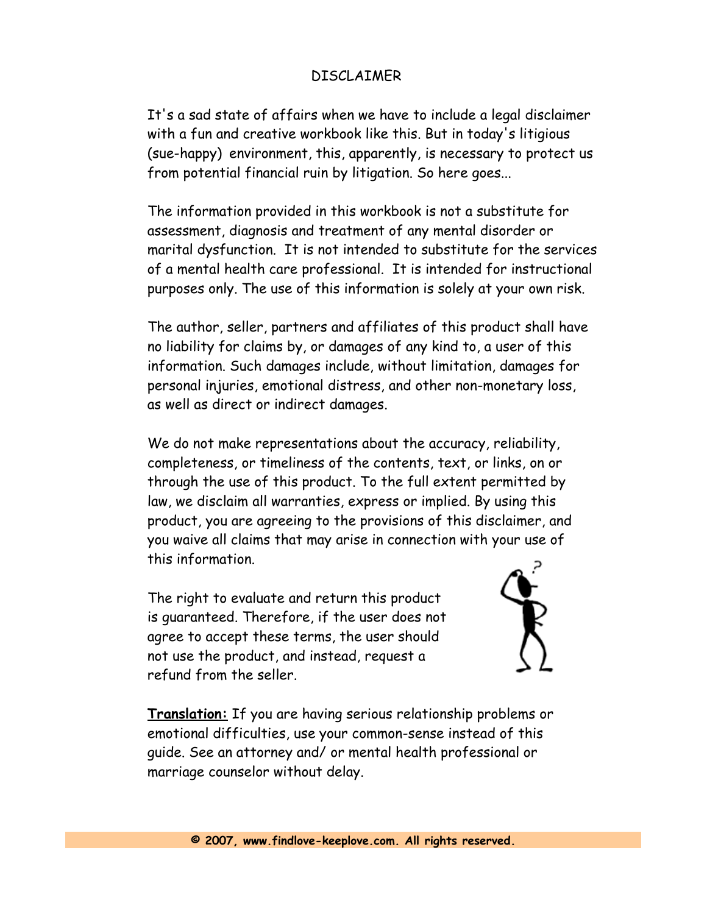# DISCLAIMER

It's a sad state of affairs when we have to include a legal disclaimer with a fun and creative workbook like this. But in today's litigious (sue-happy) environment, this, apparently, is necessary to protect us from potential financial ruin by litigation. So here goes...

The information provided in this workbook is not a substitute for assessment, diagnosis and treatment of any mental disorder or marital dysfunction. It is not intended to substitute for the services of a mental health care professional. It is intended for instructional purposes only. The use of this information is solely at your own risk.

The author, seller, partners and affiliates of this product shall have no liability for claims by, or damages of any kind to, a user of this information. Such damages include, without limitation, damages for personal injuries, emotional distress, and other non-monetary loss, as well as direct or indirect damages.

We do not make representations about the accuracy, reliability, completeness, or timeliness of the contents, text, or links, on or through the use of this product. To the full extent permitted by law, we disclaim all warranties, express or implied. By using this product, you are agreeing to the provisions of this disclaimer, and you waive all claims that may arise in connection with your use of this information.

The right to evaluate and return this product is guaranteed. Therefore, if the user does not agree to accept these terms, the user should not use the product, and instead, request a refund from the seller.

**Translation:** If you are having serious relationship problems or emotional difficulties, use your common-sense instead of this guide. See an attorney and/ or mental health professional or marriage counselor without delay.

**© 2007, www.findlove-keeplove.com. All rights reserved.**